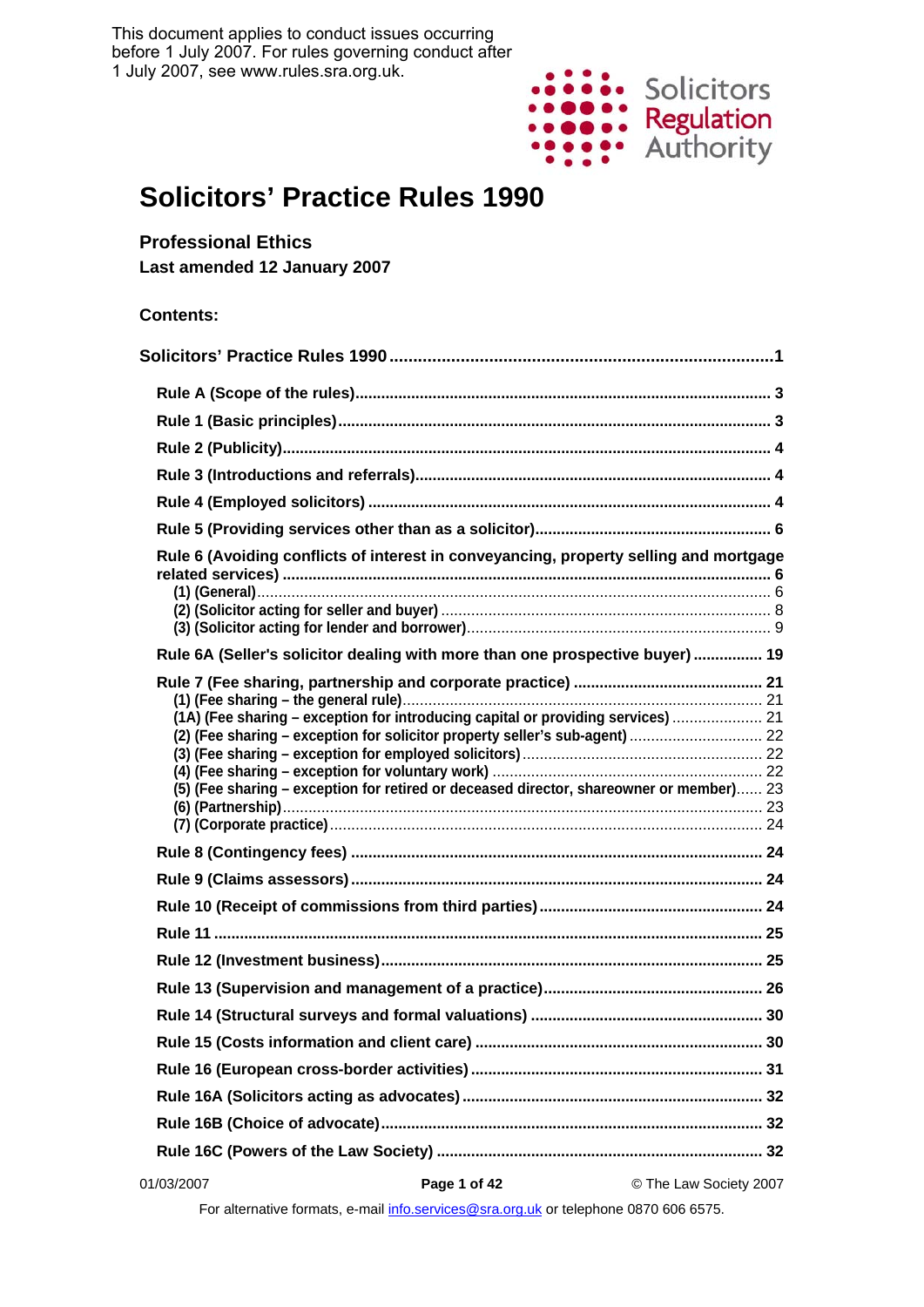This document applies to conduct issues occurring before 1 July 2007. For rules governing conduct after 1 July 2007, see www.rules.sra.org.uk.

Solicitors Regulation Authority

# Solicitors' Practice Rules 1990

**Professional Ethics**
**Last amended 12 January 2007**

**Contents:**

**Solicitors' Practice Rules 1990** .......... **1**

- **Rule A (Scope of the rules)** .......... **3**
- **Rule 1 (Basic principles)** .......... **3**
- **Rule 2 (Publicity)** .......... **4**
- **Rule 3 (Introductions and referrals)** .......... **4**
- **Rule 4 (Employed solicitors)** .......... **4**
- **Rule 5 (Providing services other than as a solicitor)** .......... **6**
- **Rule 6 (Avoiding conflicts of interest in conveyancing, property selling and mortgage related services)** .......... **6**
  - **(1) (General)** .......... 6
  - **(2) (Solicitor acting for seller and buyer)** .......... 8
  - **(3) (Solicitor acting for lender and borrower)** .......... 9
- **Rule 6A (Seller's solicitor dealing with more than one prospective buyer)** .......... **19**
- **Rule 7 (Fee sharing, partnership and corporate practice)** .......... **21**
  - **(1) (Fee sharing – the general rule)** .......... 21
  - **(1A) (Fee sharing – exception for introducing capital or providing services)** .......... 21
  - **(2) (Fee sharing – exception for solicitor property seller's sub-agent)** .......... 22
  - **(3) (Fee sharing – exception for employed solicitors)** .......... 22
  - **(4) (Fee sharing – exception for voluntary work)** .......... 22
  - **(5) (Fee sharing – exception for retired or deceased director, shareowner or member)** .......... 23
  - **(6) (Partnership)** .......... 23
  - **(7) (Corporate practice)** .......... 24
- **Rule 8 (Contingency fees)** .......... **24**
- **Rule 9 (Claims assessors)** .......... **24**
- **Rule 10 (Receipt of commissions from third parties)** .......... **24**
- **Rule 11** .......... **25**
- **Rule 12 (Investment business)** .......... **25**
- **Rule 13 (Supervision and management of a practice)** .......... **26**
- **Rule 14 (Structural surveys and formal valuations)** .......... **30**
- **Rule 15 (Costs information and client care)** .......... **30**
- **Rule 16 (European cross-border activities)** .......... **31**
- **Rule 16A (Solicitors acting as advocates)** .......... **32**
- **Rule 16B (Choice of advocate)** .......... **32**
- **Rule 16C (Powers of the Law Society)** .......... **32**

01/03/2007 © The Law Society 2007

For alternative formats, e-mail info.services@sra.org.uk or telephone 0870 606 6575.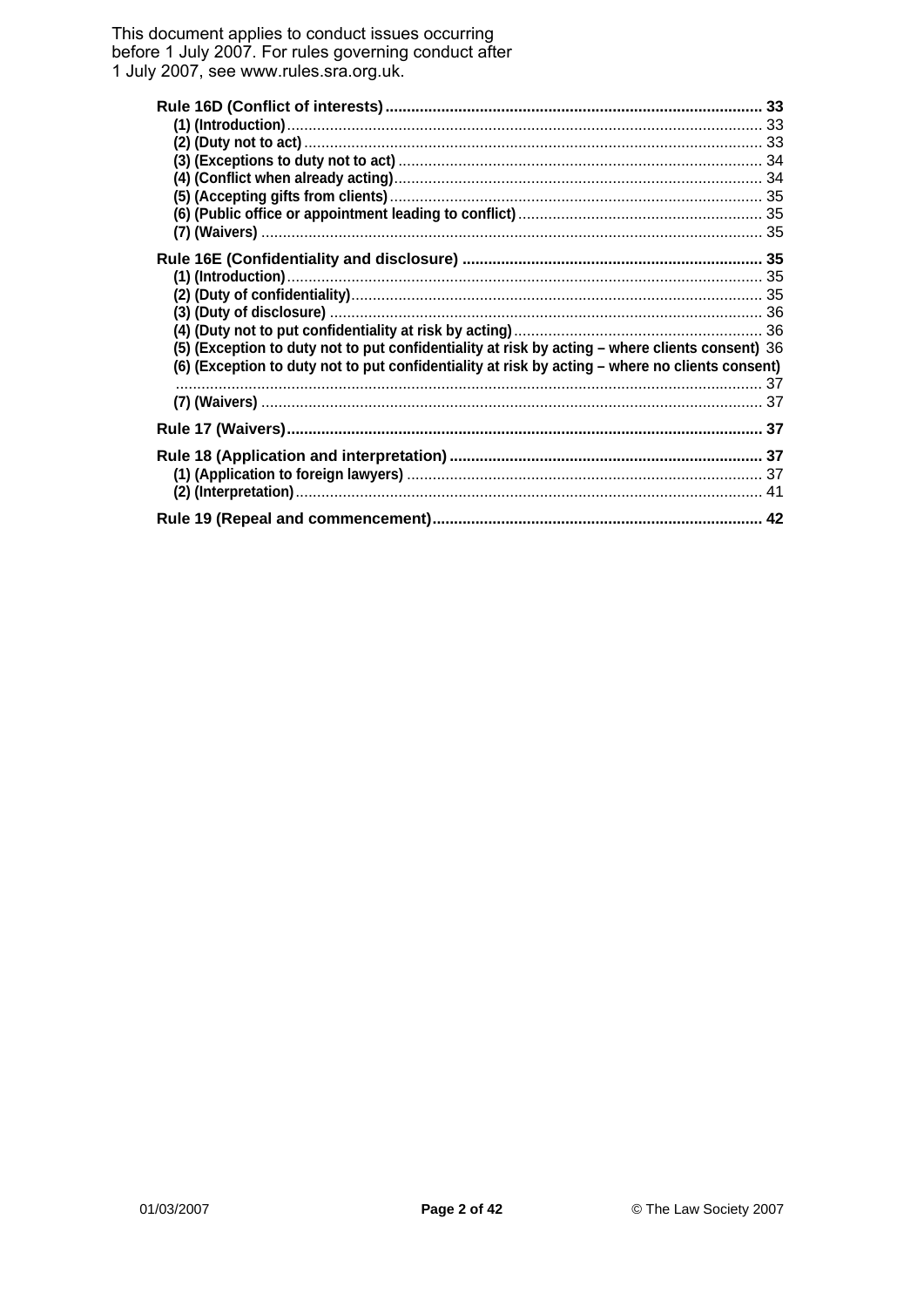This document applies to conduct issues occurring before 1 July 2007. For rules governing conduct after 1 July 2007, see www.rules.sra.org.uk.

**Rule 16D (Conflict of interests)** ..... 33
- (1) (Introduction) ..... 33
- (2) (Duty not to act) ..... 33
- (3) (Exceptions to duty not to act) ..... 34
- (4) (Conflict when already acting) ..... 34
- (5) (Accepting gifts from clients) ..... 35
- (6) (Public office or appointment leading to conflict) ..... 35
- (7) (Waivers) ..... 35

**Rule 16E (Confidentiality and disclosure)** ..... 35
- (1) (Introduction) ..... 35
- (2) (Duty of confidentiality) ..... 35
- (3) (Duty of disclosure) ..... 36
- (4) (Duty not to put confidentiality at risk by acting) ..... 36
- (5) (Exception to duty not to put confidentiality at risk by acting – where clients consent) ..... 36
- (6) (Exception to duty not to put confidentiality at risk by acting – where no clients consent) ..... 37
- (7) (Waivers) ..... 37

**Rule 17 (Waivers)** ..... 37

**Rule 18 (Application and interpretation)** ..... 37
- (1) (Application to foreign lawyers) ..... 37
- (2) (Interpretation) ..... 41

**Rule 19 (Repeal and commencement)** ..... 42

01/03/2007 © The Law Society 2007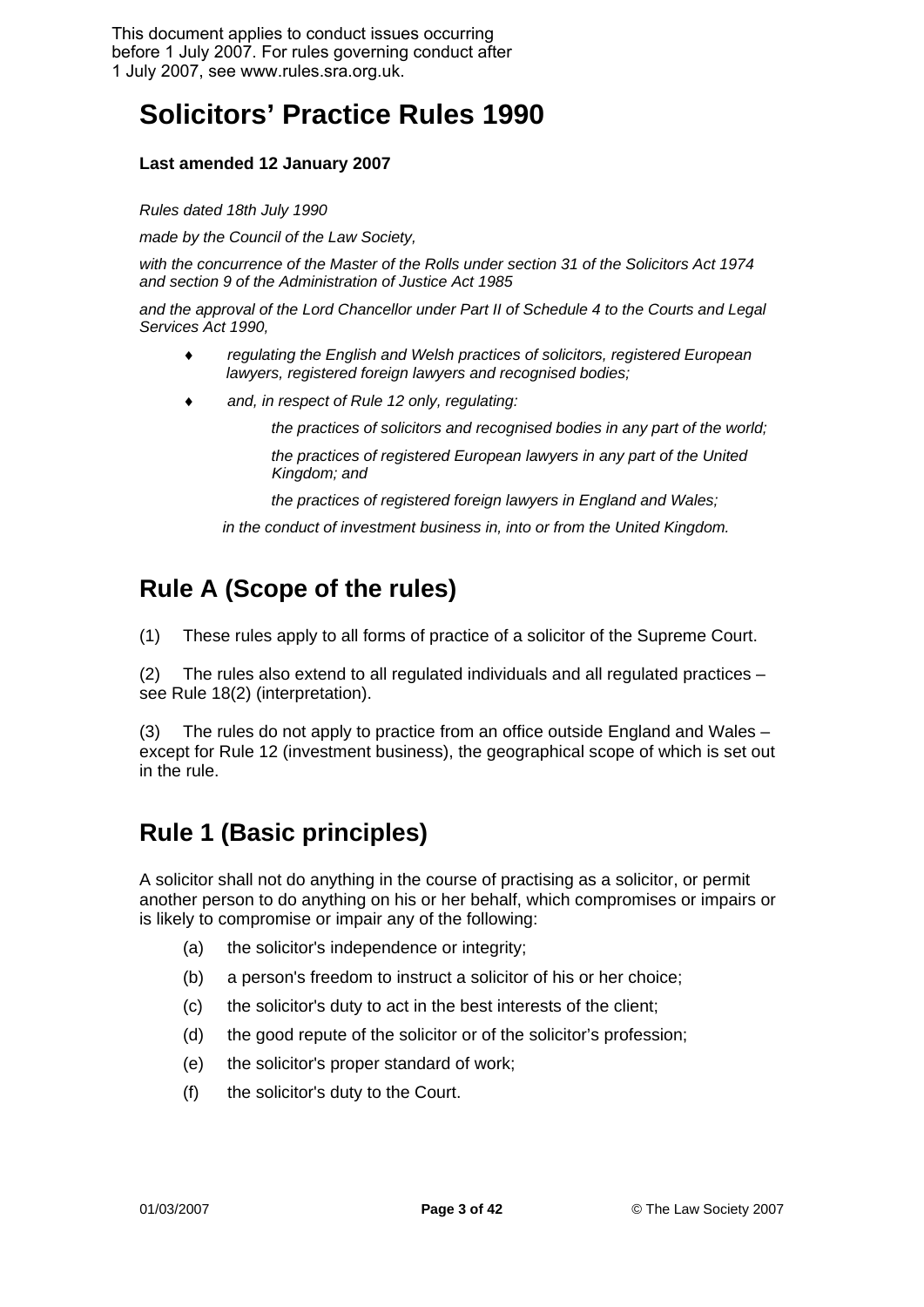This document applies to conduct issues occurring before 1 July 2007. For rules governing conduct after 1 July 2007, see www.rules.sra.org.uk.

# Solicitors' Practice Rules 1990

**Last amended 12 January 2007**

*Rules dated 18th July 1990*

*made by the Council of the Law Society,*

*with the concurrence of the Master of the Rolls under section 31 of the Solicitors Act 1974 and section 9 of the Administration of Justice Act 1985*

*and the approval of the Lord Chancellor under Part II of Schedule 4 to the Courts and Legal Services Act 1990,*

- *regulating the English and Welsh practices of solicitors, registered European lawyers, registered foreign lawyers and recognised bodies;*
- *and, in respect of Rule 12 only, regulating:*

  *the practices of solicitors and recognised bodies in any part of the world;*

  *the practices of registered European lawyers in any part of the United Kingdom; and*

  *the practices of registered foreign lawyers in England and Wales;*

  *in the conduct of investment business in, into or from the United Kingdom.*

## Rule A (Scope of the rules)

(1) These rules apply to all forms of practice of a solicitor of the Supreme Court.

(2) The rules also extend to all regulated individuals and all regulated practices – see Rule 18(2) (interpretation).

(3) The rules do not apply to practice from an office outside England and Wales – except for Rule 12 (investment business), the geographical scope of which is set out in the rule.

## Rule 1 (Basic principles)

A solicitor shall not do anything in the course of practising as a solicitor, or permit another person to do anything on his or her behalf, which compromises or impairs or is likely to compromise or impair any of the following:

(a) the solicitor's independence or integrity;

(b) a person's freedom to instruct a solicitor of his or her choice;

(c) the solicitor's duty to act in the best interests of the client;

(d) the good repute of the solicitor or of the solicitor's profession;

(e) the solicitor's proper standard of work;

(f) the solicitor's duty to the Court.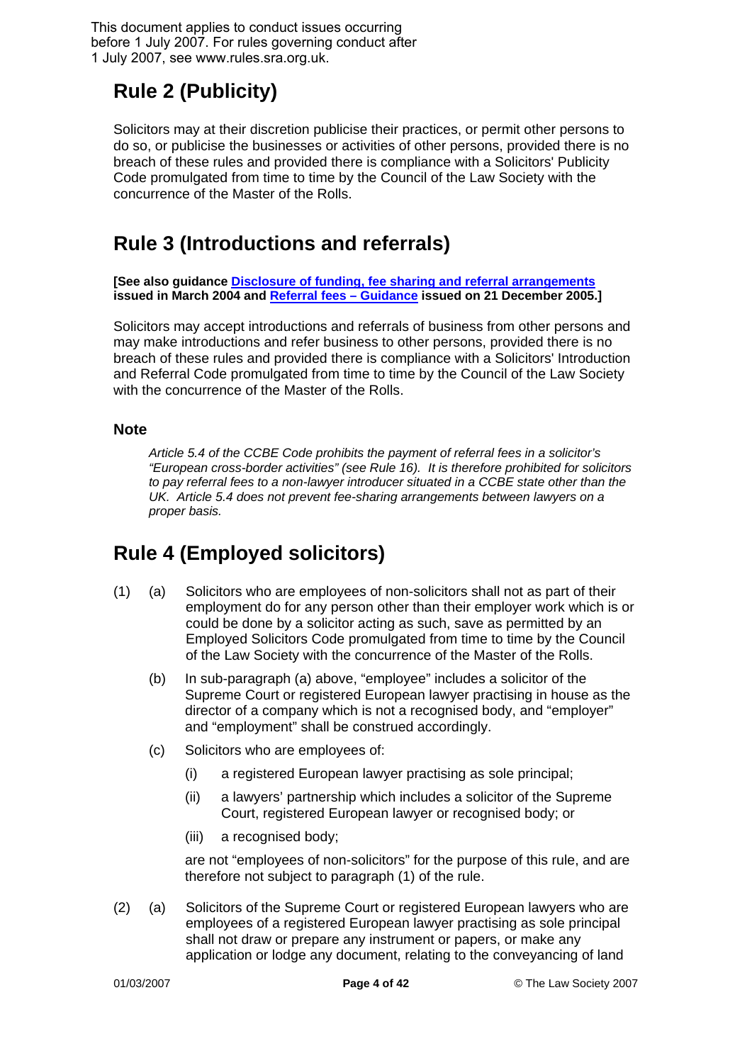This document applies to conduct issues occurring before 1 July 2007. For rules governing conduct after 1 July 2007, see www.rules.sra.org.uk.

## Rule 2 (Publicity)

Solicitors may at their discretion publicise their practices, or permit other persons to do so, or publicise the businesses or activities of other persons, provided there is no breach of these rules and provided there is compliance with a Solicitors' Publicity Code promulgated from time to time by the Council of the Law Society with the concurrence of the Master of the Rolls.

## Rule 3 (Introductions and referrals)

**[See also guidance Disclosure of funding, fee sharing and referral arrangements issued in March 2004 and Referral fees – Guidance issued on 21 December 2005.]**

Solicitors may accept introductions and referrals of business from other persons and may make introductions and refer business to other persons, provided there is no breach of these rules and provided there is compliance with a Solicitors' Introduction and Referral Code promulgated from time to time by the Council of the Law Society with the concurrence of the Master of the Rolls.

### Note

*Article 5.4 of the CCBE Code prohibits the payment of referral fees in a solicitor's "European cross-border activities" (see Rule 16). It is therefore prohibited for solicitors to pay referral fees to a non-lawyer introducer situated in a CCBE state other than the UK. Article 5.4 does not prevent fee-sharing arrangements between lawyers on a proper basis.*

## Rule 4 (Employed solicitors)

(1) (a) Solicitors who are employees of non-solicitors shall not as part of their employment do for any person other than their employer work which is or could be done by a solicitor acting as such, save as permitted by an Employed Solicitors Code promulgated from time to time by the Council of the Law Society with the concurrence of the Master of the Rolls.

(b) In sub-paragraph (a) above, "employee" includes a solicitor of the Supreme Court or registered European lawyer practising in house as the director of a company which is not a recognised body, and "employer" and "employment" shall be construed accordingly.

(c) Solicitors who are employees of:

(i) a registered European lawyer practising as sole principal;

(ii) a lawyers' partnership which includes a solicitor of the Supreme Court, registered European lawyer or recognised body; or

(iii) a recognised body;

are not "employees of non-solicitors" for the purpose of this rule, and are therefore not subject to paragraph (1) of the rule.

(2) (a) Solicitors of the Supreme Court or registered European lawyers who are employees of a registered European lawyer practising as sole principal shall not draw or prepare any instrument or papers, or make any application or lodge any document, relating to the conveyancing of land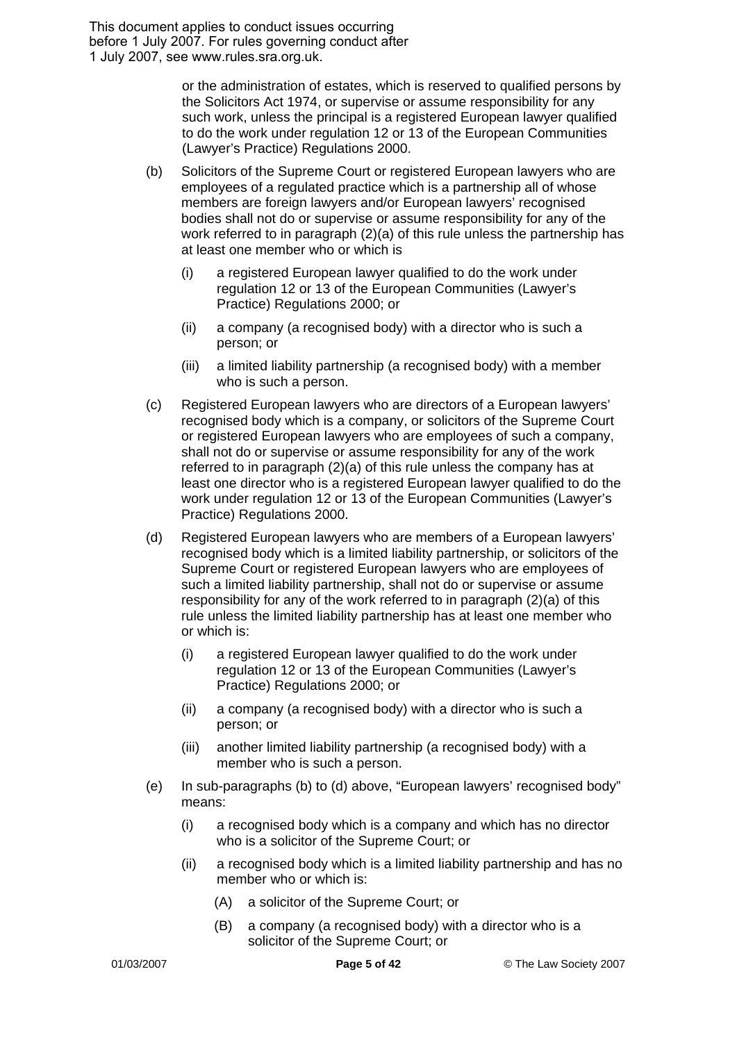or the administration of estates, which is reserved to qualified persons by the Solicitors Act 1974, or supervise or assume responsibility for any such work, unless the principal is a registered European lawyer qualified to do the work under regulation 12 or 13 of the European Communities (Lawyer's Practice) Regulations 2000.

(b) Solicitors of the Supreme Court or registered European lawyers who are employees of a regulated practice which is a partnership all of whose members are foreign lawyers and/or European lawyers' recognised bodies shall not do or supervise or assume responsibility for any of the work referred to in paragraph (2)(a) of this rule unless the partnership has at least one member who or which is

   (i) a registered European lawyer qualified to do the work under regulation 12 or 13 of the European Communities (Lawyer's Practice) Regulations 2000; or

   (ii) a company (a recognised body) with a director who is such a person; or

   (iii) a limited liability partnership (a recognised body) with a member who is such a person.

(c) Registered European lawyers who are directors of a European lawyers' recognised body which is a company, or solicitors of the Supreme Court or registered European lawyers who are employees of such a company, shall not do or supervise or assume responsibility for any of the work referred to in paragraph (2)(a) of this rule unless the company has at least one director who is a registered European lawyer qualified to do the work under regulation 12 or 13 of the European Communities (Lawyer's Practice) Regulations 2000.

(d) Registered European lawyers who are members of a European lawyers' recognised body which is a limited liability partnership, or solicitors of the Supreme Court or registered European lawyers who are employees of such a limited liability partnership, shall not do or supervise or assume responsibility for any of the work referred to in paragraph (2)(a) of this rule unless the limited liability partnership has at least one member who or which is:

   (i) a registered European lawyer qualified to do the work under regulation 12 or 13 of the European Communities (Lawyer's Practice) Regulations 2000; or

   (ii) a company (a recognised body) with a director who is such a person; or

   (iii) another limited liability partnership (a recognised body) with a member who is such a person.

(e) In sub-paragraphs (b) to (d) above, "European lawyers' recognised body" means:

   (i) a recognised body which is a company and which has no director who is a solicitor of the Supreme Court; or

   (ii) a recognised body which is a limited liability partnership and has no member who or which is:

      (A) a solicitor of the Supreme Court; or

      (B) a company (a recognised body) with a director who is a solicitor of the Supreme Court; or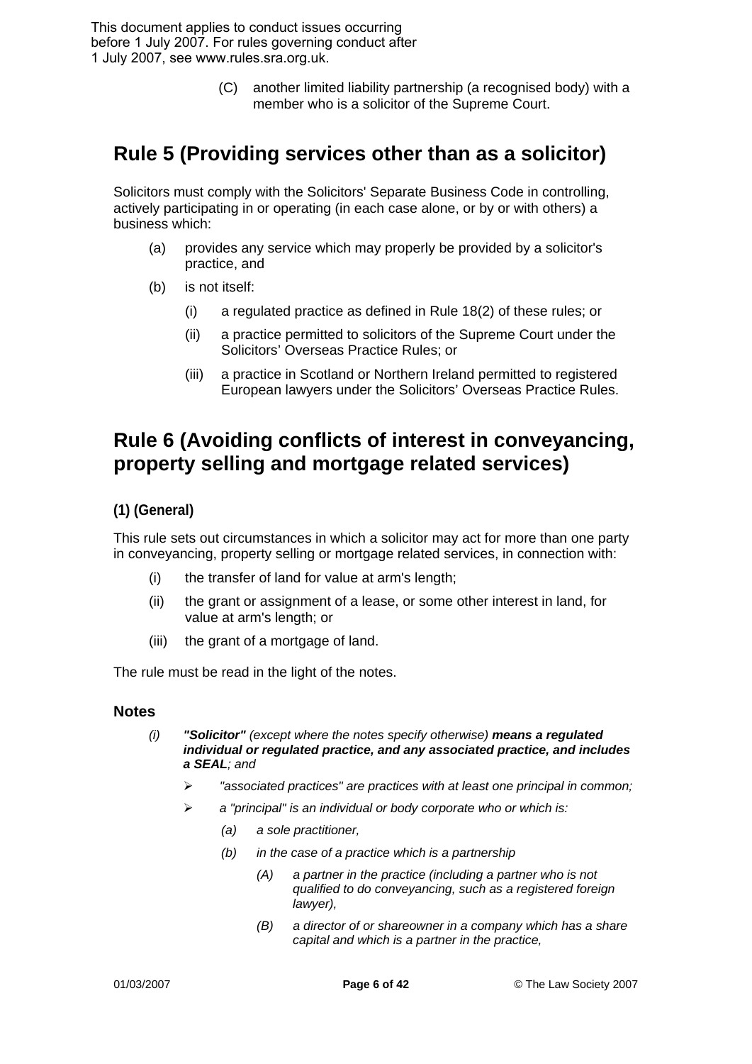This document applies to conduct issues occurring before 1 July 2007. For rules governing conduct after 1 July 2007, see www.rules.sra.org.uk.

(C) another limited liability partnership (a recognised body) with a member who is a solicitor of the Supreme Court.

## Rule 5 (Providing services other than as a solicitor)

Solicitors must comply with the Solicitors' Separate Business Code in controlling, actively participating in or operating (in each case alone, or by or with others) a business which:

(a) provides any service which may properly be provided by a solicitor's practice, and

(b) is not itself:

  (i) a regulated practice as defined in Rule 18(2) of these rules; or

  (ii) a practice permitted to solicitors of the Supreme Court under the Solicitors' Overseas Practice Rules; or

  (iii) a practice in Scotland or Northern Ireland permitted to registered European lawyers under the Solicitors' Overseas Practice Rules.

## Rule 6 (Avoiding conflicts of interest in conveyancing, property selling and mortgage related services)

### (1) (General)

This rule sets out circumstances in which a solicitor may act for more than one party in conveyancing, property selling or mortgage related services, in connection with:

(i) the transfer of land for value at arm's length;

(ii) the grant or assignment of a lease, or some other interest in land, for value at arm's length; or

(iii) the grant of a mortgage of land.

The rule must be read in the light of the notes.

### Notes

*(i)* ***"Solicitor"*** *(except where the notes specify otherwise)* ***means a regulated individual or regulated practice, and any associated practice, and includes a SEAL****; and*

- *"associated practices" are practices with at least one principal in common;*
- *a "principal" is an individual or body corporate who or which is:*
  - *(a) a sole practitioner,*
  - *(b) in the case of a practice which is a partnership*
    - *(A) a partner in the practice (including a partner who is not qualified to do conveyancing, such as a registered foreign lawyer),*
    - *(B) a director of or shareowner in a company which has a share capital and which is a partner in the practice,*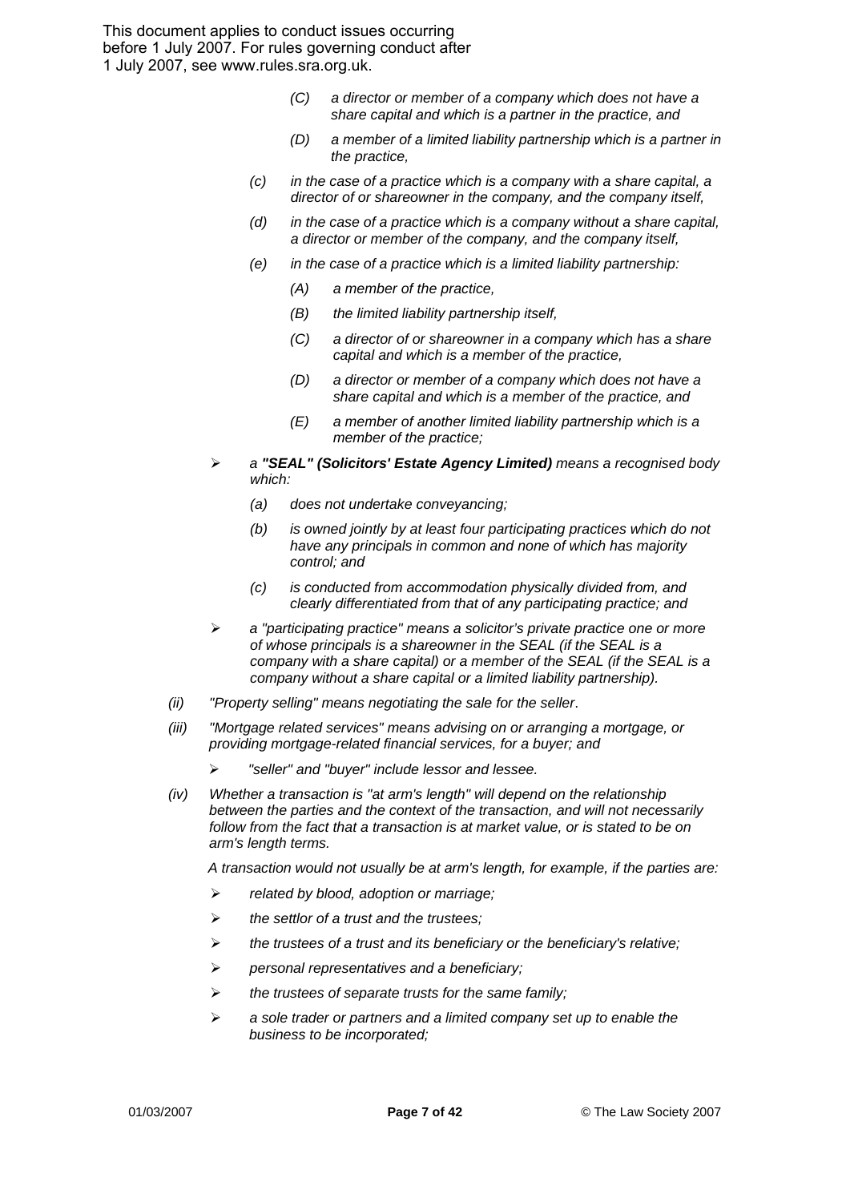This document applies to conduct issues occurring before 1 July 2007. For rules governing conduct after 1 July 2007, see www.rules.sra.org.uk.

- *(C) a director or member of a company which does not have a share capital and which is a partner in the practice, and*
- *(D) a member of a limited liability partnership which is a partner in the practice,*

*(c) in the case of a practice which is a company with a share capital, a director of or shareowner in the company, and the company itself,*

*(d) in the case of a practice which is a company without a share capital, a director or member of the company, and the company itself,*

*(e) in the case of a practice which is a limited liability partnership:*

- *(A) a member of the practice,*
- *(B) the limited liability partnership itself,*
- *(C) a director of or shareowner in a company which has a share capital and which is a member of the practice,*
- *(D) a director or member of a company which does not have a share capital and which is a member of the practice, and*
- *(E) a member of another limited liability partnership which is a member of the practice;*

- *a* ***"SEAL" (Solicitors' Estate Agency Limited)*** *means a recognised body which:*
  - *(a) does not undertake conveyancing;*
  - *(b) is owned jointly by at least four participating practices which do not have any principals in common and none of which has majority control; and*
  - *(c) is conducted from accommodation physically divided from, and clearly differentiated from that of any participating practice; and*
- *a "participating practice" means a solicitor's private practice one or more of whose principals is a shareowner in the SEAL (if the SEAL is a company with a share capital) or a member of the SEAL (if the SEAL is a company without a share capital or a limited liability partnership).*

*(ii) "Property selling" means negotiating the sale for the seller.*

*(iii) "Mortgage related services" means advising on or arranging a mortgage, or providing mortgage-related financial services, for a buyer; and*

- *"seller" and "buyer" include lessor and lessee.*

*(iv) Whether a transaction is "at arm's length" will depend on the relationship between the parties and the context of the transaction, and will not necessarily follow from the fact that a transaction is at market value, or is stated to be on arm's length terms.*

*A transaction would not usually be at arm's length, for example, if the parties are:*

- *related by blood, adoption or marriage;*
- *the settlor of a trust and the trustees;*
- *the trustees of a trust and its beneficiary or the beneficiary's relative;*
- *personal representatives and a beneficiary;*
- *the trustees of separate trusts for the same family;*
- *a sole trader or partners and a limited company set up to enable the business to be incorporated;*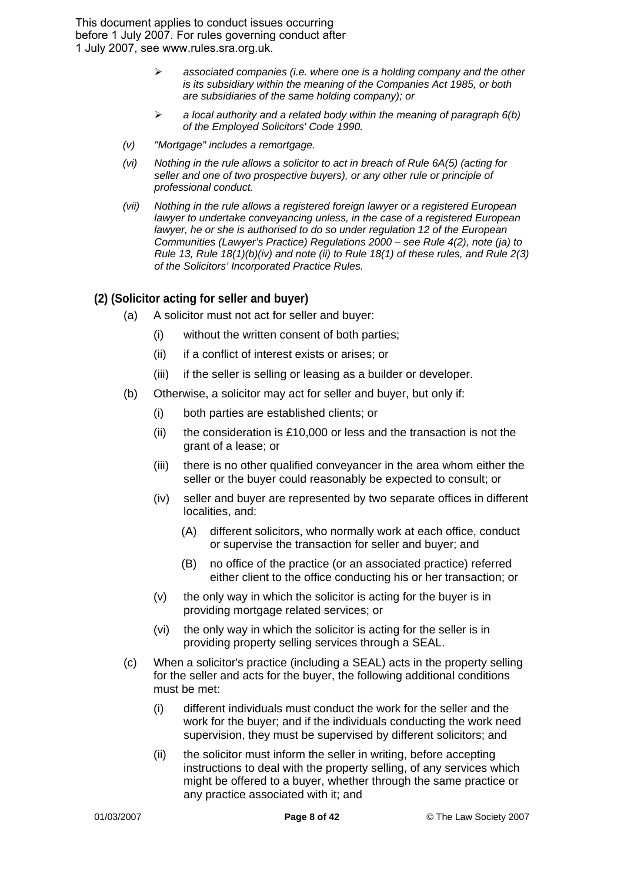This document applies to conduct issues occurring before 1 July 2007. For rules governing conduct after 1 July 2007, see www.rules.sra.org.uk.

- *associated companies (i.e. where one is a holding company and the other is its subsidiary within the meaning of the Companies Act 1985, or both are subsidiaries of the same holding company); or*
- *a local authority and a related body within the meaning of paragraph 6(b) of the Employed Solicitors' Code 1990.*

*(v) "Mortgage" includes a remortgage.*

*(vi) Nothing in the rule allows a solicitor to act in breach of Rule 6A(5) (acting for seller and one of two prospective buyers), or any other rule or principle of professional conduct.*

*(vii) Nothing in the rule allows a registered foreign lawyer or a registered European lawyer to undertake conveyancing unless, in the case of a registered European lawyer, he or she is authorised to do so under regulation 12 of the European Communities (Lawyer's Practice) Regulations 2000 – see Rule 4(2), note (ja) to Rule 13, Rule 18(1)(b)(iv) and note (ii) to Rule 18(1) of these rules, and Rule 2(3) of the Solicitors' Incorporated Practice Rules.*

**(2) (Solicitor acting for seller and buyer)**

(a) A solicitor must not act for seller and buyer:

(i) without the written consent of both parties;

(ii) if a conflict of interest exists or arises; or

(iii) if the seller is selling or leasing as a builder or developer.

(b) Otherwise, a solicitor may act for seller and buyer, but only if:

(i) both parties are established clients; or

(ii) the consideration is £10,000 or less and the transaction is not the grant of a lease; or

(iii) there is no other qualified conveyancer in the area whom either the seller or the buyer could reasonably be expected to consult; or

(iv) seller and buyer are represented by two separate offices in different localities, and:

(A) different solicitors, who normally work at each office, conduct or supervise the transaction for seller and buyer; and

(B) no office of the practice (or an associated practice) referred either client to the office conducting his or her transaction; or

(v) the only way in which the solicitor is acting for the buyer is in providing mortgage related services; or

(vi) the only way in which the solicitor is acting for the seller is in providing property selling services through a SEAL.

(c) When a solicitor's practice (including a SEAL) acts in the property selling for the seller and acts for the buyer, the following additional conditions must be met:

(i) different individuals must conduct the work for the seller and the work for the buyer; and if the individuals conducting the work need supervision, they must be supervised by different solicitors; and

(ii) the solicitor must inform the seller in writing, before accepting instructions to deal with the property selling, of any services which might be offered to a buyer, whether through the same practice or any practice associated with it; and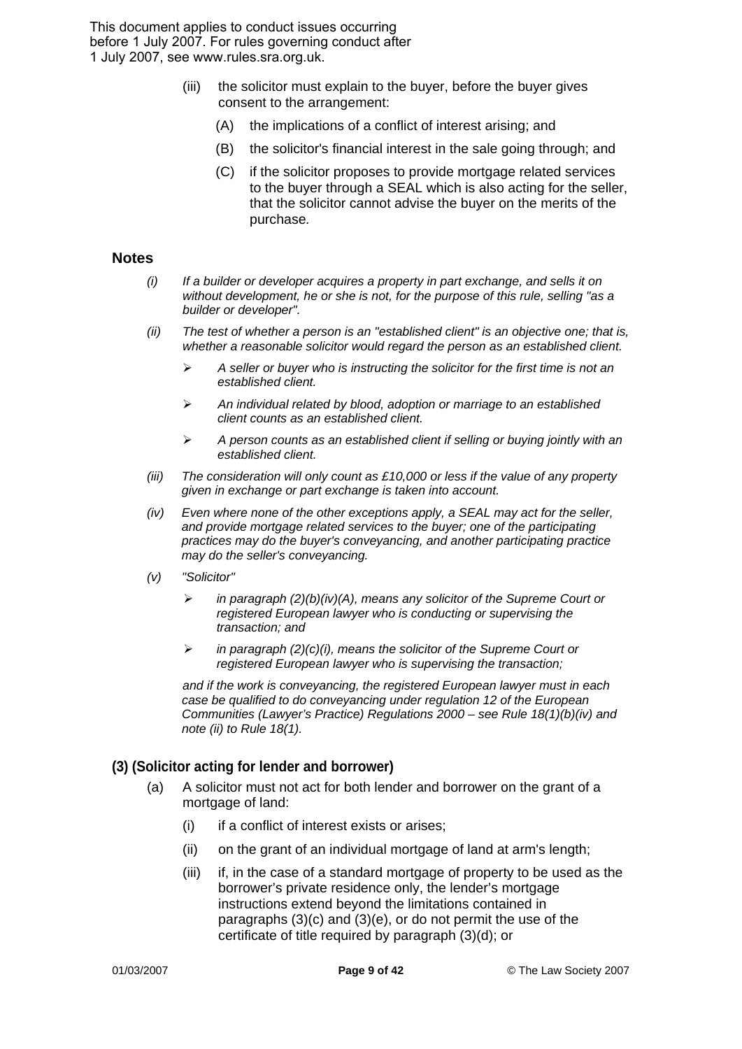This document applies to conduct issues occurring before 1 July 2007. For rules governing conduct after 1 July 2007, see www.rules.sra.org.uk.

(iii) the solicitor must explain to the buyer, before the buyer gives consent to the arrangement:

(A) the implications of a conflict of interest arising; and

(B) the solicitor's financial interest in the sale going through; and

(C) if the solicitor proposes to provide mortgage related services to the buyer through a SEAL which is also acting for the seller, that the solicitor cannot advise the buyer on the merits of the purchase.

### Notes

*(i) If a builder or developer acquires a property in part exchange, and sells it on without development, he or she is not, for the purpose of this rule, selling "as a builder or developer".*

*(ii) The test of whether a person is an "established client" is an objective one; that is, whether a reasonable solicitor would regard the person as an established client.*

- *A seller or buyer who is instructing the solicitor for the first time is not an established client.*
- *An individual related by blood, adoption or marriage to an established client counts as an established client.*
- *A person counts as an established client if selling or buying jointly with an established client.*

*(iii) The consideration will only count as £10,000 or less if the value of any property given in exchange or part exchange is taken into account.*

*(iv) Even where none of the other exceptions apply, a SEAL may act for the seller, and provide mortgage related services to the buyer; one of the participating practices may do the buyer's conveyancing, and another participating practice may do the seller's conveyancing.*

*(v) "Solicitor"*

- *in paragraph (2)(b)(iv)(A), means any solicitor of the Supreme Court or registered European lawyer who is conducting or supervising the transaction; and*
- *in paragraph (2)(c)(i), means the solicitor of the Supreme Court or registered European lawyer who is supervising the transaction;*

*and if the work is conveyancing, the registered European lawyer must in each case be qualified to do conveyancing under regulation 12 of the European Communities (Lawyer's Practice) Regulations 2000 – see Rule 18(1)(b)(iv) and note (ii) to Rule 18(1).*

### (3) (Solicitor acting for lender and borrower)

(a) A solicitor must not act for both lender and borrower on the grant of a mortgage of land:

(i) if a conflict of interest exists or arises;

(ii) on the grant of an individual mortgage of land at arm's length;

(iii) if, in the case of a standard mortgage of property to be used as the borrower's private residence only, the lender's mortgage instructions extend beyond the limitations contained in paragraphs (3)(c) and (3)(e), or do not permit the use of the certificate of title required by paragraph (3)(d); or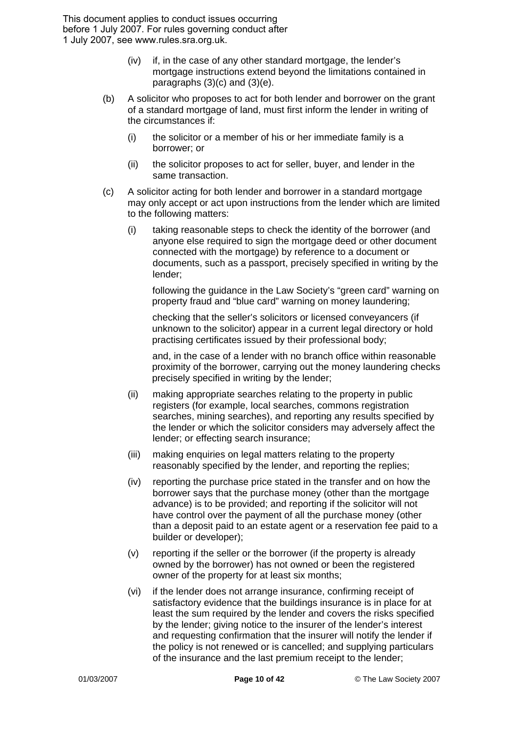This document applies to conduct issues occurring before 1 July 2007. For rules governing conduct after 1 July 2007, see www.rules.sra.org.uk.

(iv) if, in the case of any other standard mortgage, the lender's mortgage instructions extend beyond the limitations contained in paragraphs (3)(c) and (3)(e).

(b) A solicitor who proposes to act for both lender and borrower on the grant of a standard mortgage of land, must first inform the lender in writing of the circumstances if:

(i) the solicitor or a member of his or her immediate family is a borrower; or

(ii) the solicitor proposes to act for seller, buyer, and lender in the same transaction.

(c) A solicitor acting for both lender and borrower in a standard mortgage may only accept or act upon instructions from the lender which are limited to the following matters:

(i) taking reasonable steps to check the identity of the borrower (and anyone else required to sign the mortgage deed or other document connected with the mortgage) by reference to a document or documents, such as a passport, precisely specified in writing by the lender;

following the guidance in the Law Society's "green card" warning on property fraud and "blue card" warning on money laundering;

checking that the seller's solicitors or licensed conveyancers (if unknown to the solicitor) appear in a current legal directory or hold practising certificates issued by their professional body;

and, in the case of a lender with no branch office within reasonable proximity of the borrower, carrying out the money laundering checks precisely specified in writing by the lender;

(ii) making appropriate searches relating to the property in public registers (for example, local searches, commons registration searches, mining searches), and reporting any results specified by the lender or which the solicitor considers may adversely affect the lender; or effecting search insurance;

(iii) making enquiries on legal matters relating to the property reasonably specified by the lender, and reporting the replies;

(iv) reporting the purchase price stated in the transfer and on how the borrower says that the purchase money (other than the mortgage advance) is to be provided; and reporting if the solicitor will not have control over the payment of all the purchase money (other than a deposit paid to an estate agent or a reservation fee paid to a builder or developer);

(v) reporting if the seller or the borrower (if the property is already owned by the borrower) has not owned or been the registered owner of the property for at least six months;

(vi) if the lender does not arrange insurance, confirming receipt of satisfactory evidence that the buildings insurance is in place for at least the sum required by the lender and covers the risks specified by the lender; giving notice to the insurer of the lender's interest and requesting confirmation that the insurer will notify the lender if the policy is not renewed or is cancelled; and supplying particulars of the insurance and the last premium receipt to the lender;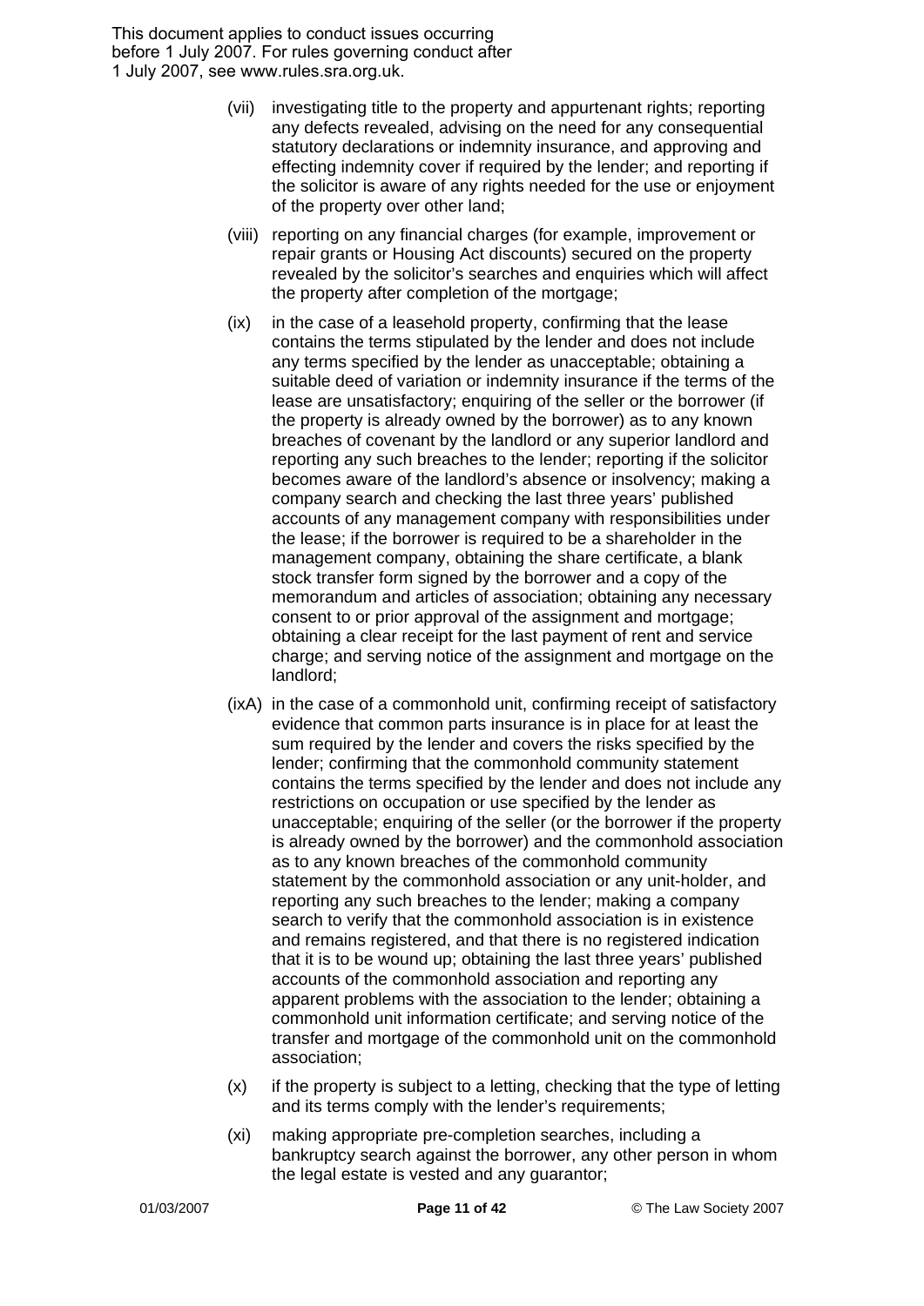(vii) investigating title to the property and appurtenant rights; reporting any defects revealed, advising on the need for any consequential statutory declarations or indemnity insurance, and approving and effecting indemnity cover if required by the lender; and reporting if the solicitor is aware of any rights needed for the use or enjoyment of the property over other land;

(viii) reporting on any financial charges (for example, improvement or repair grants or Housing Act discounts) secured on the property revealed by the solicitor's searches and enquiries which will affect the property after completion of the mortgage;

(ix) in the case of a leasehold property, confirming that the lease contains the terms stipulated by the lender and does not include any terms specified by the lender as unacceptable; obtaining a suitable deed of variation or indemnity insurance if the terms of the lease are unsatisfactory; enquiring of the seller or the borrower (if the property is already owned by the borrower) as to any known breaches of covenant by the landlord or any superior landlord and reporting any such breaches to the lender; reporting if the solicitor becomes aware of the landlord's absence or insolvency; making a company search and checking the last three years' published accounts of any management company with responsibilities under the lease; if the borrower is required to be a shareholder in the management company, obtaining the share certificate, a blank stock transfer form signed by the borrower and a copy of the memorandum and articles of association; obtaining any necessary consent to or prior approval of the assignment and mortgage; obtaining a clear receipt for the last payment of rent and service charge; and serving notice of the assignment and mortgage on the landlord;

(ixA) in the case of a commonhold unit, confirming receipt of satisfactory evidence that common parts insurance is in place for at least the sum required by the lender and covers the risks specified by the lender; confirming that the commonhold community statement contains the terms specified by the lender and does not include any restrictions on occupation or use specified by the lender as unacceptable; enquiring of the seller (or the borrower if the property is already owned by the borrower) and the commonhold association as to any known breaches of the commonhold community statement by the commonhold association or any unit-holder, and reporting any such breaches to the lender; making a company search to verify that the commonhold association is in existence and remains registered, and that there is no registered indication that it is to be wound up; obtaining the last three years' published accounts of the commonhold association and reporting any apparent problems with the association to the lender; obtaining a commonhold unit information certificate; and serving notice of the transfer and mortgage of the commonhold unit on the commonhold association;

(x) if the property is subject to a letting, checking that the type of letting and its terms comply with the lender's requirements;

(xi) making appropriate pre-completion searches, including a bankruptcy search against the borrower, any other person in whom the legal estate is vested and any guarantor;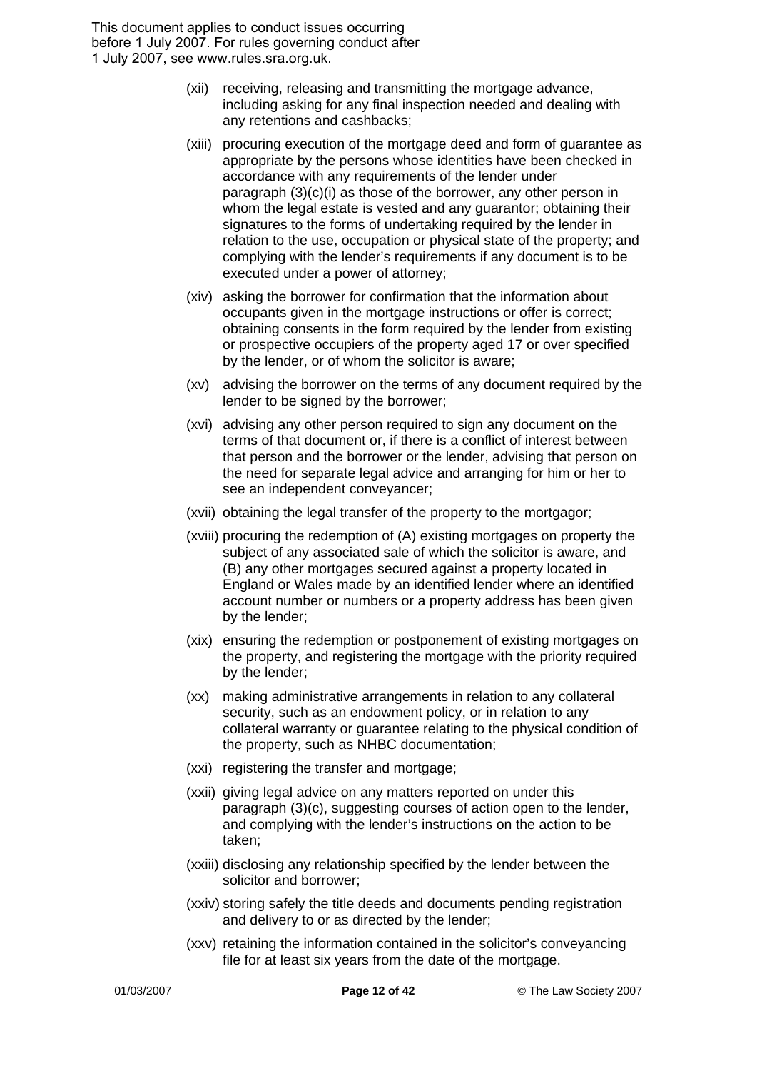This document applies to conduct issues occurring before 1 July 2007. For rules governing conduct after 1 July 2007, see www.rules.sra.org.uk.

(xii) receiving, releasing and transmitting the mortgage advance, including asking for any final inspection needed and dealing with any retentions and cashbacks;

(xiii) procuring execution of the mortgage deed and form of guarantee as appropriate by the persons whose identities have been checked in accordance with any requirements of the lender under paragraph (3)(c)(i) as those of the borrower, any other person in whom the legal estate is vested and any guarantor; obtaining their signatures to the forms of undertaking required by the lender in relation to the use, occupation or physical state of the property; and complying with the lender's requirements if any document is to be executed under a power of attorney;

(xiv) asking the borrower for confirmation that the information about occupants given in the mortgage instructions or offer is correct; obtaining consents in the form required by the lender from existing or prospective occupiers of the property aged 17 or over specified by the lender, or of whom the solicitor is aware;

(xv) advising the borrower on the terms of any document required by the lender to be signed by the borrower;

(xvi) advising any other person required to sign any document on the terms of that document or, if there is a conflict of interest between that person and the borrower or the lender, advising that person on the need for separate legal advice and arranging for him or her to see an independent conveyancer;

(xvii) obtaining the legal transfer of the property to the mortgagor;

(xviii) procuring the redemption of (A) existing mortgages on property the subject of any associated sale of which the solicitor is aware, and (B) any other mortgages secured against a property located in England or Wales made by an identified lender where an identified account number or numbers or a property address has been given by the lender;

(xix) ensuring the redemption or postponement of existing mortgages on the property, and registering the mortgage with the priority required by the lender;

(xx) making administrative arrangements in relation to any collateral security, such as an endowment policy, or in relation to any collateral warranty or guarantee relating to the physical condition of the property, such as NHBC documentation;

(xxi) registering the transfer and mortgage;

(xxii) giving legal advice on any matters reported on under this paragraph (3)(c), suggesting courses of action open to the lender, and complying with the lender's instructions on the action to be taken;

(xxiii) disclosing any relationship specified by the lender between the solicitor and borrower;

(xxiv) storing safely the title deeds and documents pending registration and delivery to or as directed by the lender;

(xxv) retaining the information contained in the solicitor's conveyancing file for at least six years from the date of the mortgage.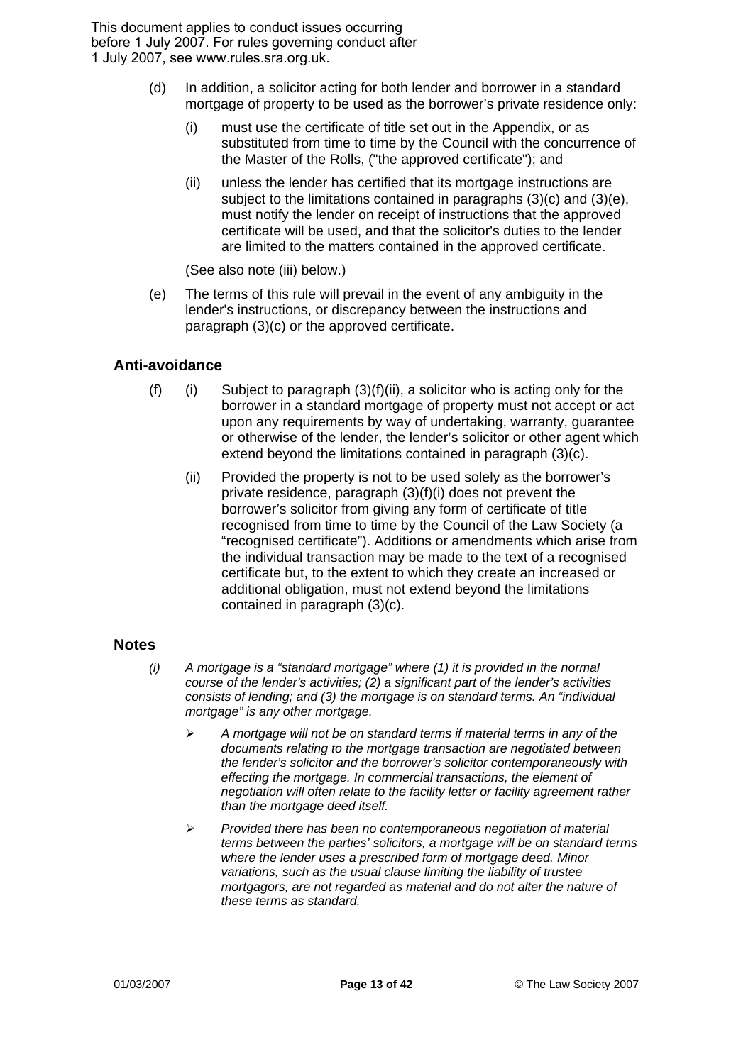This document applies to conduct issues occurring before 1 July 2007. For rules governing conduct after 1 July 2007, see www.rules.sra.org.uk.

(d) In addition, a solicitor acting for both lender and borrower in a standard mortgage of property to be used as the borrower's private residence only:

   (i) must use the certificate of title set out in the Appendix, or as substituted from time to time by the Council with the concurrence of the Master of the Rolls, ("the approved certificate"); and

   (ii) unless the lender has certified that its mortgage instructions are subject to the limitations contained in paragraphs (3)(c) and (3)(e), must notify the lender on receipt of instructions that the approved certificate will be used, and that the solicitor's duties to the lender are limited to the matters contained in the approved certificate.

   (See also note (iii) below.)

(e) The terms of this rule will prevail in the event of any ambiguity in the lender's instructions, or discrepancy between the instructions and paragraph (3)(c) or the approved certificate.

### Anti-avoidance

(f) (i) Subject to paragraph (3)(f)(ii), a solicitor who is acting only for the borrower in a standard mortgage of property must not accept or act upon any requirements by way of undertaking, warranty, guarantee or otherwise of the lender, the lender's solicitor or other agent which extend beyond the limitations contained in paragraph (3)(c).

   (ii) Provided the property is not to be used solely as the borrower's private residence, paragraph (3)(f)(i) does not prevent the borrower's solicitor from giving any form of certificate of title recognised from time to time by the Council of the Law Society (a "recognised certificate"). Additions or amendments which arise from the individual transaction may be made to the text of a recognised certificate but, to the extent to which they create an increased or additional obligation, must not extend beyond the limitations contained in paragraph (3)(c).

### Notes

*(i) A mortgage is a "standard mortgage" where (1) it is provided in the normal course of the lender's activities; (2) a significant part of the lender's activities consists of lending; and (3) the mortgage is on standard terms. An "individual mortgage" is any other mortgage.*

- *A mortgage will not be on standard terms if material terms in any of the documents relating to the mortgage transaction are negotiated between the lender's solicitor and the borrower's solicitor contemporaneously with effecting the mortgage. In commercial transactions, the element of negotiation will often relate to the facility letter or facility agreement rather than the mortgage deed itself.*

- *Provided there has been no contemporaneous negotiation of material terms between the parties' solicitors, a mortgage will be on standard terms where the lender uses a prescribed form of mortgage deed. Minor variations, such as the usual clause limiting the liability of trustee mortgagors, are not regarded as material and do not alter the nature of these terms as standard.*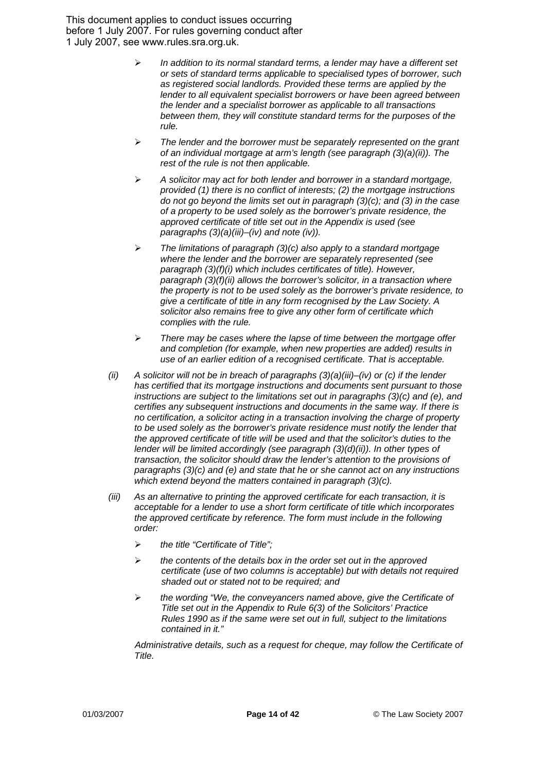This document applies to conduct issues occurring before 1 July 2007. For rules governing conduct after 1 July 2007, see www.rules.sra.org.uk.

- *In addition to its normal standard terms, a lender may have a different set or sets of standard terms applicable to specialised types of borrower, such as registered social landlords. Provided these terms are applied by the lender to all equivalent specialist borrowers or have been agreed between the lender and a specialist borrower as applicable to all transactions between them, they will constitute standard terms for the purposes of the rule.*
- *The lender and the borrower must be separately represented on the grant of an individual mortgage at arm's length (see paragraph (3)(a)(ii)). The rest of the rule is not then applicable.*
- *A solicitor may act for both lender and borrower in a standard mortgage, provided (1) there is no conflict of interests; (2) the mortgage instructions do not go beyond the limits set out in paragraph (3)(c); and (3) in the case of a property to be used solely as the borrower's private residence, the approved certificate of title set out in the Appendix is used (see paragraphs (3)(a)(iii)–(iv) and note (iv)).*
- *The limitations of paragraph (3)(c) also apply to a standard mortgage where the lender and the borrower are separately represented (see paragraph (3)(f)(i) which includes certificates of title). However, paragraph (3)(f)(ii) allows the borrower's solicitor, in a transaction where the property is not to be used solely as the borrower's private residence, to give a certificate of title in any form recognised by the Law Society. A solicitor also remains free to give any other form of certificate which complies with the rule.*
- *There may be cases where the lapse of time between the mortgage offer and completion (for example, when new properties are added) results in use of an earlier edition of a recognised certificate. That is acceptable.*

*(ii) A solicitor will not be in breach of paragraphs (3)(a)(iii)–(iv) or (c) if the lender has certified that its mortgage instructions and documents sent pursuant to those instructions are subject to the limitations set out in paragraphs (3)(c) and (e), and certifies any subsequent instructions and documents in the same way. If there is no certification, a solicitor acting in a transaction involving the charge of property to be used solely as the borrower's private residence must notify the lender that the approved certificate of title will be used and that the solicitor's duties to the lender will be limited accordingly (see paragraph (3)(d)(ii)). In other types of transaction, the solicitor should draw the lender's attention to the provisions of paragraphs (3)(c) and (e) and state that he or she cannot act on any instructions which extend beyond the matters contained in paragraph (3)(c).*

*(iii) As an alternative to printing the approved certificate for each transaction, it is acceptable for a lender to use a short form certificate of title which incorporates the approved certificate by reference. The form must include in the following order:*

- *the title "Certificate of Title";*
- *the contents of the details box in the order set out in the approved certificate (use of two columns is acceptable) but with details not required shaded out or stated not to be required; and*
- *the wording "We, the conveyancers named above, give the Certificate of Title set out in the Appendix to Rule 6(3) of the Solicitors' Practice Rules 1990 as if the same were set out in full, subject to the limitations contained in it."*

*Administrative details, such as a request for cheque, may follow the Certificate of Title.*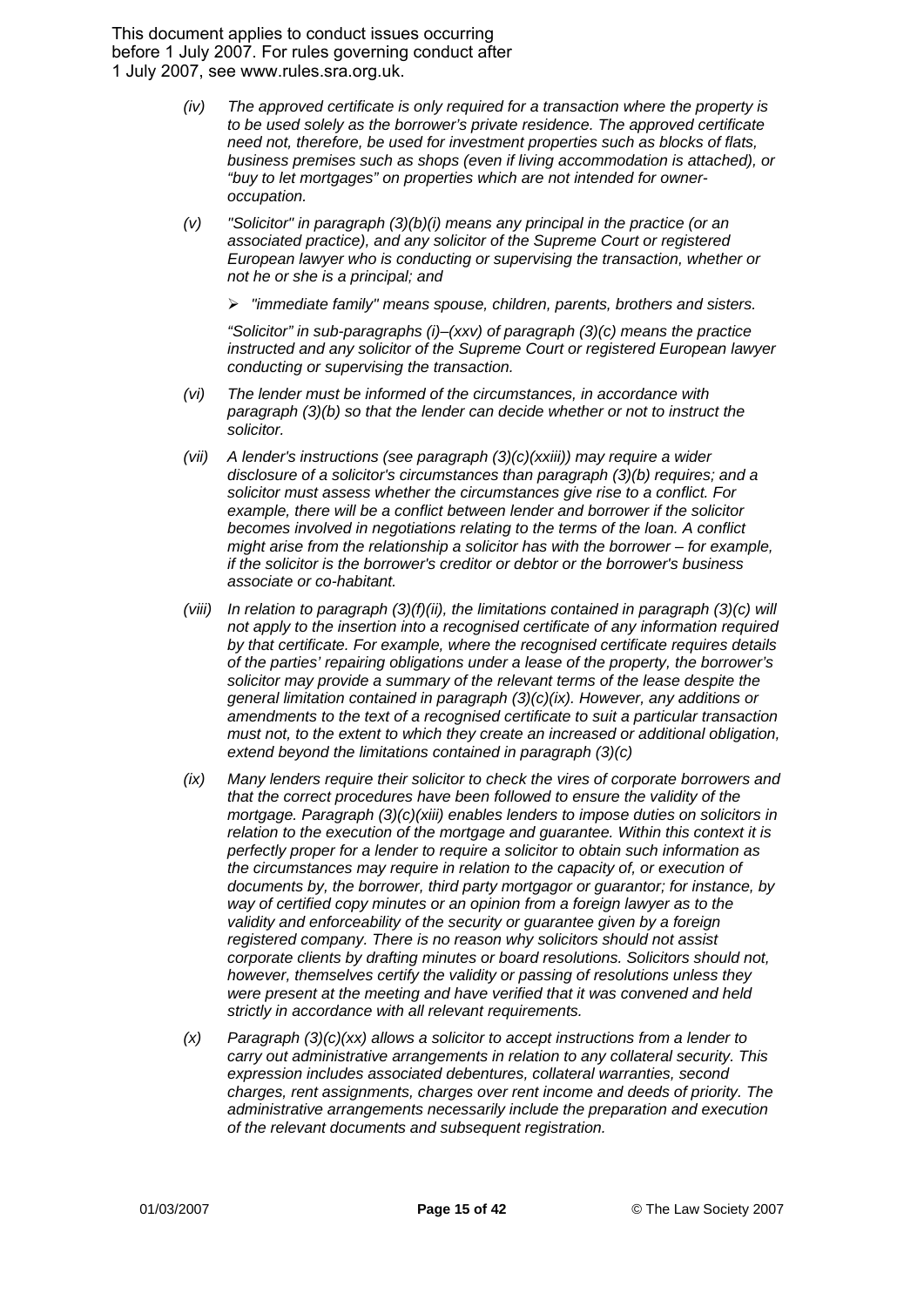This document applies to conduct issues occurring before 1 July 2007. For rules governing conduct after 1 July 2007, see www.rules.sra.org.uk.

*(iv) The approved certificate is only required for a transaction where the property is to be used solely as the borrower's private residence. The approved certificate need not, therefore, be used for investment properties such as blocks of flats, business premises such as shops (even if living accommodation is attached), or "buy to let mortgages" on properties which are not intended for owner-occupation.*

*(v) "Solicitor" in paragraph (3)(b)(i) means any principal in the practice (or an associated practice), and any solicitor of the Supreme Court or registered European lawyer who is conducting or supervising the transaction, whether or not he or she is a principal; and*

- *"immediate family" means spouse, children, parents, brothers and sisters.*

*"Solicitor" in sub-paragraphs (i)–(xxv) of paragraph (3)(c) means the practice instructed and any solicitor of the Supreme Court or registered European lawyer conducting or supervising the transaction.*

*(vi) The lender must be informed of the circumstances, in accordance with paragraph (3)(b) so that the lender can decide whether or not to instruct the solicitor.*

*(vii) A lender's instructions (see paragraph (3)(c)(xxiii)) may require a wider disclosure of a solicitor's circumstances than paragraph (3)(b) requires; and a solicitor must assess whether the circumstances give rise to a conflict. For example, there will be a conflict between lender and borrower if the solicitor becomes involved in negotiations relating to the terms of the loan. A conflict might arise from the relationship a solicitor has with the borrower – for example, if the solicitor is the borrower's creditor or debtor or the borrower's business associate or co-habitant.*

*(viii) In relation to paragraph (3)(f)(ii), the limitations contained in paragraph (3)(c) will not apply to the insertion into a recognised certificate of any information required by that certificate. For example, where the recognised certificate requires details of the parties' repairing obligations under a lease of the property, the borrower's solicitor may provide a summary of the relevant terms of the lease despite the general limitation contained in paragraph (3)(c)(ix). However, any additions or amendments to the text of a recognised certificate to suit a particular transaction must not, to the extent to which they create an increased or additional obligation, extend beyond the limitations contained in paragraph (3)(c)*

*(ix) Many lenders require their solicitor to check the vires of corporate borrowers and that the correct procedures have been followed to ensure the validity of the mortgage. Paragraph (3)(c)(xiii) enables lenders to impose duties on solicitors in relation to the execution of the mortgage and guarantee. Within this context it is perfectly proper for a lender to require a solicitor to obtain such information as the circumstances may require in relation to the capacity of, or execution of documents by, the borrower, third party mortgagor or guarantor; for instance, by way of certified copy minutes or an opinion from a foreign lawyer as to the validity and enforceability of the security or guarantee given by a foreign registered company. There is no reason why solicitors should not assist corporate clients by drafting minutes or board resolutions. Solicitors should not, however, themselves certify the validity or passing of resolutions unless they were present at the meeting and have verified that it was convened and held strictly in accordance with all relevant requirements.*

*(x) Paragraph (3)(c)(xx) allows a solicitor to accept instructions from a lender to carry out administrative arrangements in relation to any collateral security. This expression includes associated debentures, collateral warranties, second charges, rent assignments, charges over rent income and deeds of priority. The administrative arrangements necessarily include the preparation and execution of the relevant documents and subsequent registration.*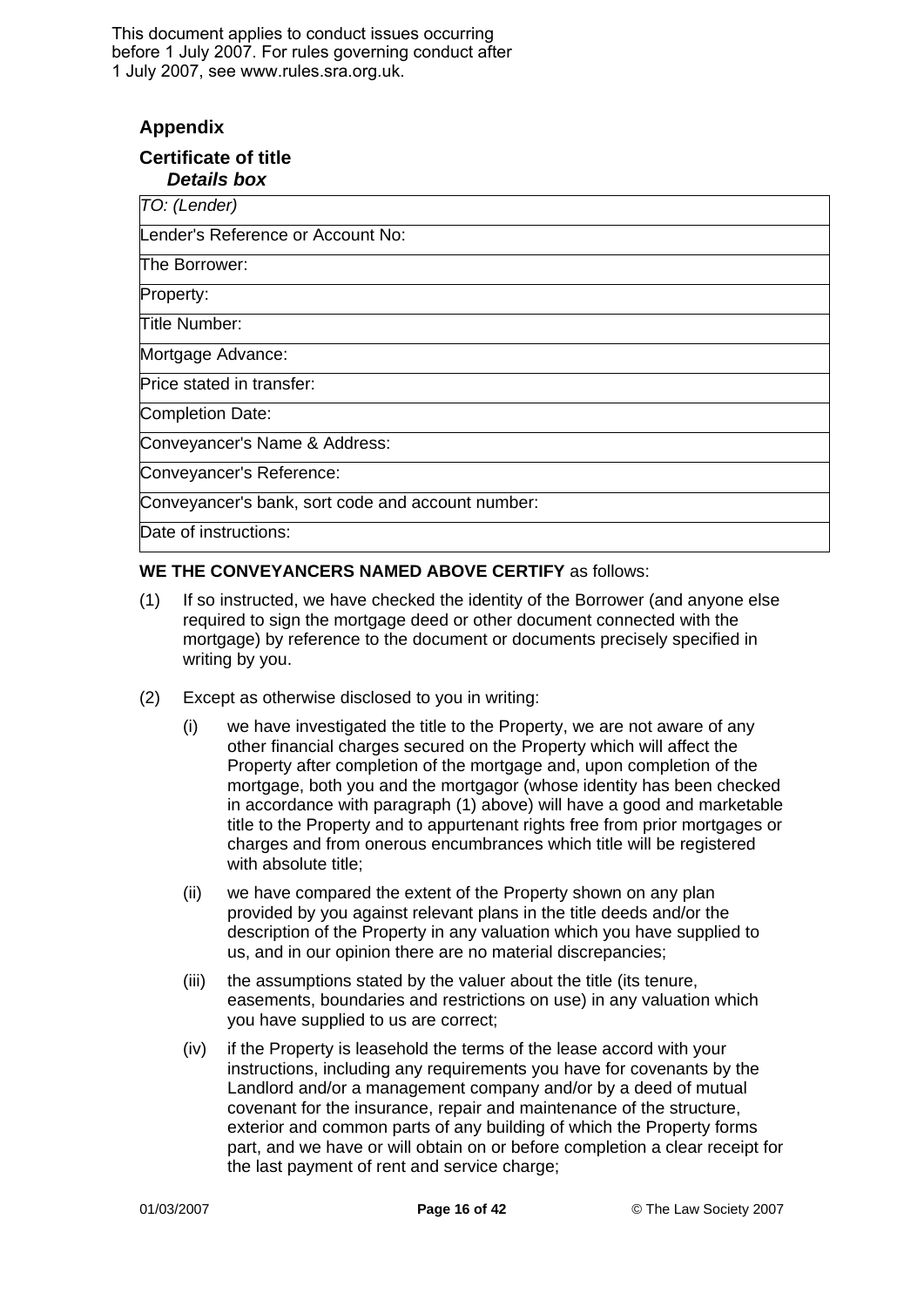This document applies to conduct issues occurring before 1 July 2007. For rules governing conduct after 1 July 2007, see www.rules.sra.org.uk.

## Appendix

### Certificate of title

***Details box***

| |
|---|
| *TO: (Lender)* |
| Lender's Reference or Account No: |
| The Borrower: |
| Property: |
| Title Number: |
| Mortgage Advance: |
| Price stated in transfer: |
| Completion Date: |
| Conveyancer's Name & Address: |
| Conveyancer's Reference: |
| Conveyancer's bank, sort code and account number: |
| Date of instructions: |

**WE THE CONVEYANCERS NAMED ABOVE CERTIFY** as follows:

(1) If so instructed, we have checked the identity of the Borrower (and anyone else required to sign the mortgage deed or other document connected with the mortgage) by reference to the document or documents precisely specified in writing by you.

(2) Except as otherwise disclosed to you in writing:

(i) we have investigated the title to the Property, we are not aware of any other financial charges secured on the Property which will affect the Property after completion of the mortgage and, upon completion of the mortgage, both you and the mortgagor (whose identity has been checked in accordance with paragraph (1) above) will have a good and marketable title to the Property and to appurtenant rights free from prior mortgages or charges and from onerous encumbrances which title will be registered with absolute title;

(ii) we have compared the extent of the Property shown on any plan provided by you against relevant plans in the title deeds and/or the description of the Property in any valuation which you have supplied to us, and in our opinion there are no material discrepancies;

(iii) the assumptions stated by the valuer about the title (its tenure, easements, boundaries and restrictions on use) in any valuation which you have supplied to us are correct;

(iv) if the Property is leasehold the terms of the lease accord with your instructions, including any requirements you have for covenants by the Landlord and/or a management company and/or by a deed of mutual covenant for the insurance, repair and maintenance of the structure, exterior and common parts of any building of which the Property forms part, and we have or will obtain on or before completion a clear receipt for the last payment of rent and service charge;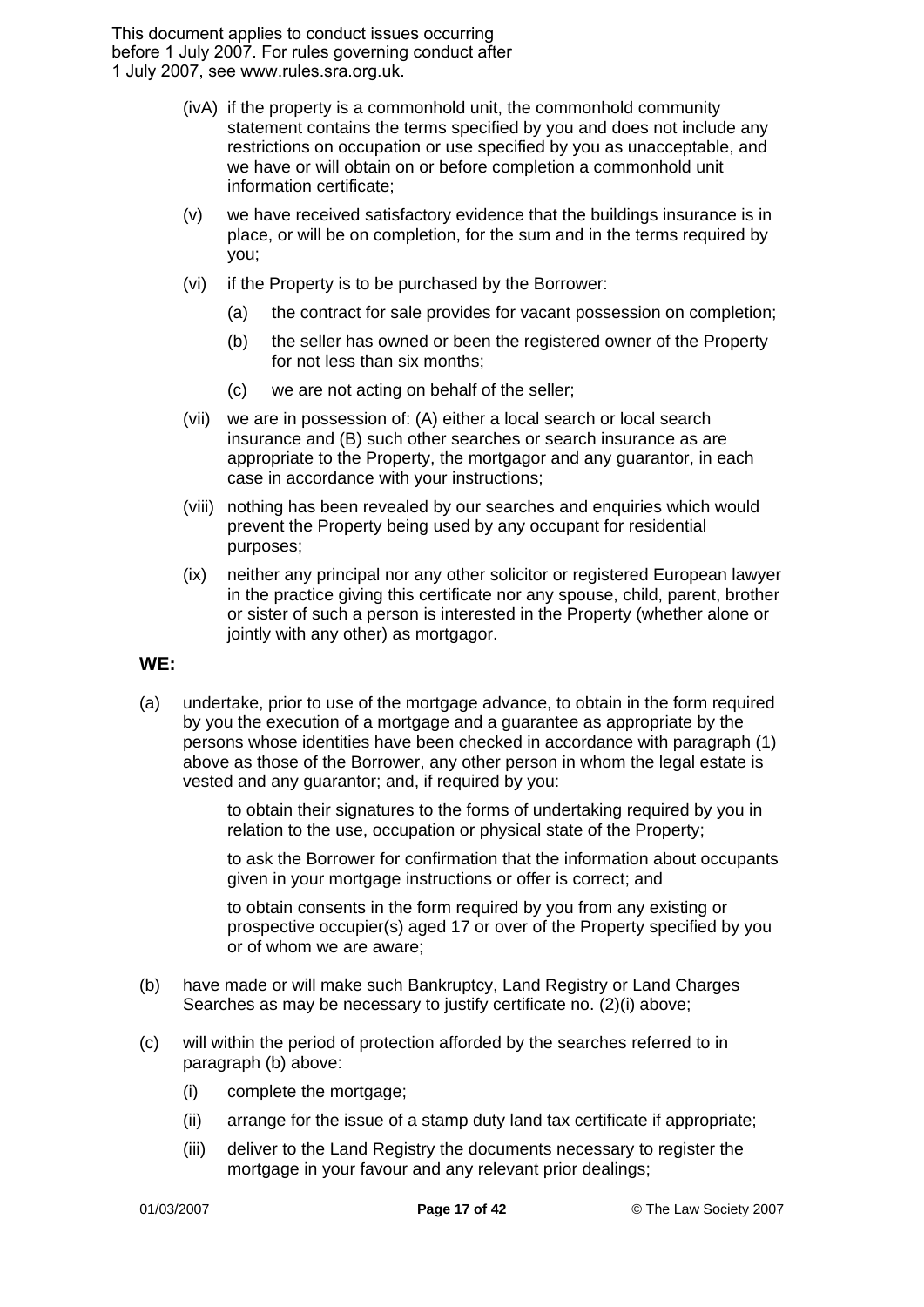This document applies to conduct issues occurring before 1 July 2007. For rules governing conduct after 1 July 2007, see www.rules.sra.org.uk.

(ivA) if the property is a commonhold unit, the commonhold community statement contains the terms specified by you and does not include any restrictions on occupation or use specified by you as unacceptable, and we have or will obtain on or before completion a commonhold unit information certificate;

(v) we have received satisfactory evidence that the buildings insurance is in place, or will be on completion, for the sum and in the terms required by you;

(vi) if the Property is to be purchased by the Borrower:

(a) the contract for sale provides for vacant possession on completion;

(b) the seller has owned or been the registered owner of the Property for not less than six months;

(c) we are not acting on behalf of the seller;

(vii) we are in possession of: (A) either a local search or local search insurance and (B) such other searches or search insurance as are appropriate to the Property, the mortgagor and any guarantor, in each case in accordance with your instructions;

(viii) nothing has been revealed by our searches and enquiries which would prevent the Property being used by any occupant for residential purposes;

(ix) neither any principal nor any other solicitor or registered European lawyer in the practice giving this certificate nor any spouse, child, parent, brother or sister of such a person is interested in the Property (whether alone or jointly with any other) as mortgagor.

**WE:**

(a) undertake, prior to use of the mortgage advance, to obtain in the form required by you the execution of a mortgage and a guarantee as appropriate by the persons whose identities have been checked in accordance with paragraph (1) above as those of the Borrower, any other person in whom the legal estate is vested and any guarantor; and, if required by you:

to obtain their signatures to the forms of undertaking required by you in relation to the use, occupation or physical state of the Property;

to ask the Borrower for confirmation that the information about occupants given in your mortgage instructions or offer is correct; and

to obtain consents in the form required by you from any existing or prospective occupier(s) aged 17 or over of the Property specified by you or of whom we are aware;

(b) have made or will make such Bankruptcy, Land Registry or Land Charges Searches as may be necessary to justify certificate no. (2)(i) above;

(c) will within the period of protection afforded by the searches referred to in paragraph (b) above:

(i) complete the mortgage;

(ii) arrange for the issue of a stamp duty land tax certificate if appropriate;

(iii) deliver to the Land Registry the documents necessary to register the mortgage in your favour and any relevant prior dealings;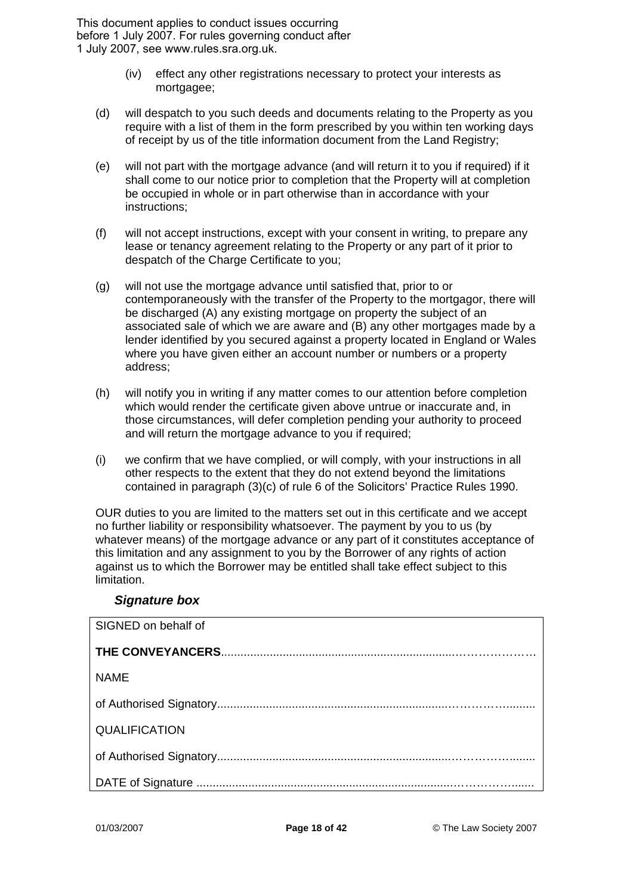This document applies to conduct issues occurring before 1 July 2007. For rules governing conduct after 1 July 2007, see www.rules.sra.org.uk.

(iv) effect any other registrations necessary to protect your interests as mortgagee;

(d) will despatch to you such deeds and documents relating to the Property as you require with a list of them in the form prescribed by you within ten working days of receipt by us of the title information document from the Land Registry;

(e) will not part with the mortgage advance (and will return it to you if required) if it shall come to our notice prior to completion that the Property will at completion be occupied in whole or in part otherwise than in accordance with your instructions;

(f) will not accept instructions, except with your consent in writing, to prepare any lease or tenancy agreement relating to the Property or any part of it prior to despatch of the Charge Certificate to you;

(g) will not use the mortgage advance until satisfied that, prior to or contemporaneously with the transfer of the Property to the mortgagor, there will be discharged (A) any existing mortgage on property the subject of an associated sale of which we are aware and (B) any other mortgages made by a lender identified by you secured against a property located in England or Wales where you have given either an account number or numbers or a property address;

(h) will notify you in writing if any matter comes to our attention before completion which would render the certificate given above untrue or inaccurate and, in those circumstances, will defer completion pending your authority to proceed and will return the mortgage advance to you if required;

(i) we confirm that we have complied, or will comply, with your instructions in all other respects to the extent that they do not extend beyond the limitations contained in paragraph (3)(c) of rule 6 of the Solicitors' Practice Rules 1990.

OUR duties to you are limited to the matters set out in this certificate and we accept no further liability or responsibility whatsoever. The payment by you to us (by whatever means) of the mortgage advance or any part of it constitutes acceptance of this limitation and any assignment to you by the Borrower of any rights of action against us to which the Borrower may be entitled shall take effect subject to this limitation.

***Signature box***

| |
|---|
| SIGNED on behalf of |
| **THE CONVEYANCERS**.............................................................................................. |
| NAME |
| of Authorised Signatory.............................................................................................. |
| QUALIFICATION |
| of Authorised Signatory.............................................................................................. |
| DATE of Signature .................................................................................................... |

01/03/2007 © The Law Society 2007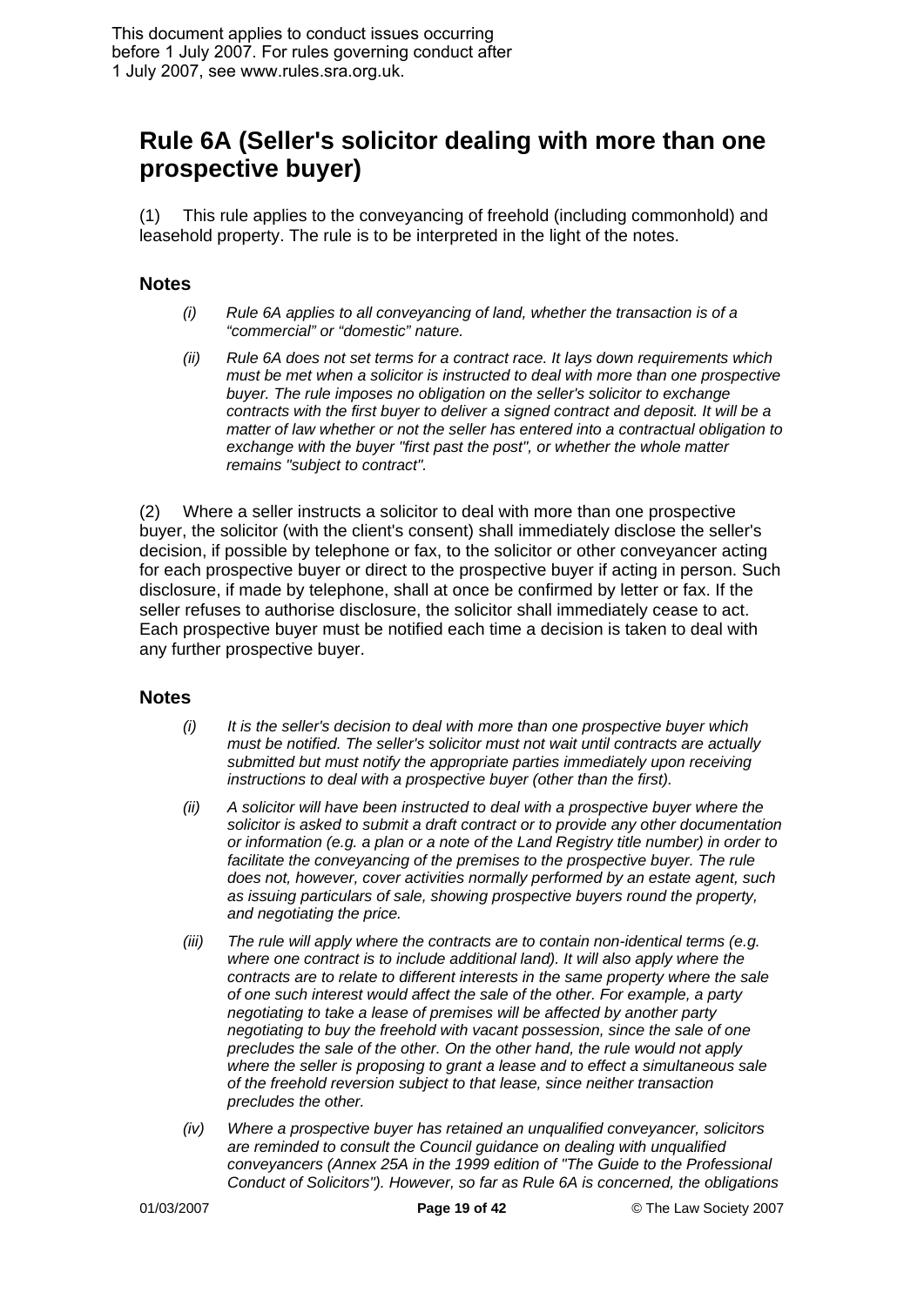This document applies to conduct issues occurring before 1 July 2007. For rules governing conduct after 1 July 2007, see www.rules.sra.org.uk.

# Rule 6A (Seller's solicitor dealing with more than one prospective buyer)

(1) This rule applies to the conveyancing of freehold (including commonhold) and leasehold property. The rule is to be interpreted in the light of the notes.

### Notes

*(i) Rule 6A applies to all conveyancing of land, whether the transaction is of a "commercial" or "domestic" nature.*

*(ii) Rule 6A does not set terms for a contract race. It lays down requirements which must be met when a solicitor is instructed to deal with more than one prospective buyer. The rule imposes no obligation on the seller's solicitor to exchange contracts with the first buyer to deliver a signed contract and deposit. It will be a matter of law whether or not the seller has entered into a contractual obligation to exchange with the buyer "first past the post", or whether the whole matter remains "subject to contract".*

(2) Where a seller instructs a solicitor to deal with more than one prospective buyer, the solicitor (with the client's consent) shall immediately disclose the seller's decision, if possible by telephone or fax, to the solicitor or other conveyancer acting for each prospective buyer or direct to the prospective buyer if acting in person. Such disclosure, if made by telephone, shall at once be confirmed by letter or fax. If the seller refuses to authorise disclosure, the solicitor shall immediately cease to act. Each prospective buyer must be notified each time a decision is taken to deal with any further prospective buyer.

### Notes

*(i) It is the seller's decision to deal with more than one prospective buyer which must be notified. The seller's solicitor must not wait until contracts are actually submitted but must notify the appropriate parties immediately upon receiving instructions to deal with a prospective buyer (other than the first).*

*(ii) A solicitor will have been instructed to deal with a prospective buyer where the solicitor is asked to submit a draft contract or to provide any other documentation or information (e.g. a plan or a note of the Land Registry title number) in order to facilitate the conveyancing of the premises to the prospective buyer. The rule does not, however, cover activities normally performed by an estate agent, such as issuing particulars of sale, showing prospective buyers round the property, and negotiating the price.*

*(iii) The rule will apply where the contracts are to contain non-identical terms (e.g. where one contract is to include additional land). It will also apply where the contracts are to relate to different interests in the same property where the sale of one such interest would affect the sale of the other. For example, a party negotiating to take a lease of premises will be affected by another party negotiating to buy the freehold with vacant possession, since the sale of one precludes the sale of the other. On the other hand, the rule would not apply where the seller is proposing to grant a lease and to effect a simultaneous sale of the freehold reversion subject to that lease, since neither transaction precludes the other.*

*(iv) Where a prospective buyer has retained an unqualified conveyancer, solicitors are reminded to consult the Council guidance on dealing with unqualified conveyancers (Annex 25A in the 1999 edition of "The Guide to the Professional Conduct of Solicitors"). However, so far as Rule 6A is concerned, the obligations*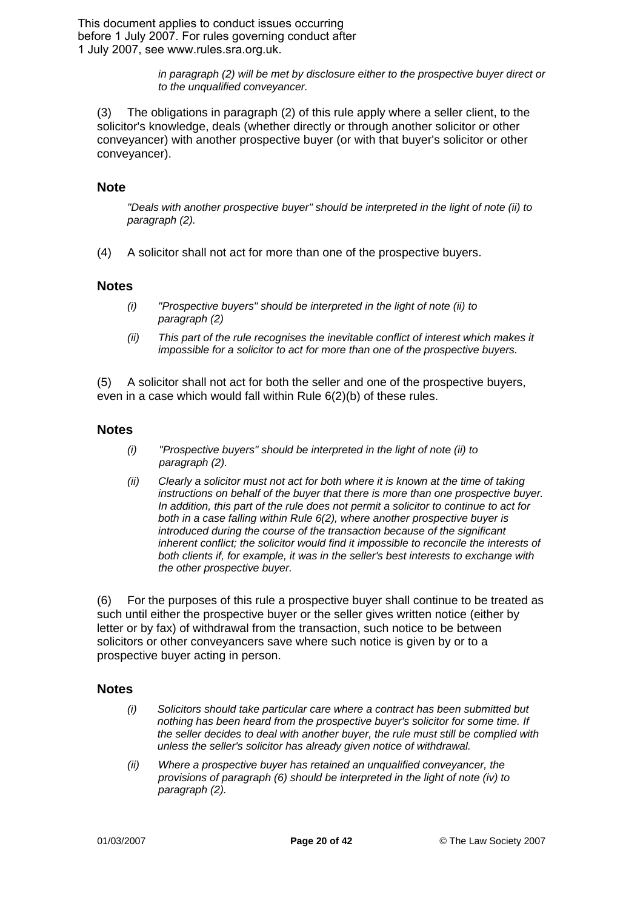This document applies to conduct issues occurring before 1 July 2007. For rules governing conduct after 1 July 2007, see www.rules.sra.org.uk.

*in paragraph (2) will be met by disclosure either to the prospective buyer direct or to the unqualified conveyancer.*

(3) The obligations in paragraph (2) of this rule apply where a seller client, to the solicitor's knowledge, deals (whether directly or through another solicitor or other conveyancer) with another prospective buyer (or with that buyer's solicitor or other conveyancer).

### Note

*"Deals with another prospective buyer" should be interpreted in the light of note (ii) to paragraph (2).*

(4) A solicitor shall not act for more than one of the prospective buyers.

### Notes

- *(i) "Prospective buyers" should be interpreted in the light of note (ii) to paragraph (2)*
- *(ii) This part of the rule recognises the inevitable conflict of interest which makes it impossible for a solicitor to act for more than one of the prospective buyers.*

(5) A solicitor shall not act for both the seller and one of the prospective buyers, even in a case which would fall within Rule 6(2)(b) of these rules.

### Notes

- *(i) "Prospective buyers" should be interpreted in the light of note (ii) to paragraph (2).*
- *(ii) Clearly a solicitor must not act for both where it is known at the time of taking instructions on behalf of the buyer that there is more than one prospective buyer. In addition, this part of the rule does not permit a solicitor to continue to act for both in a case falling within Rule 6(2), where another prospective buyer is introduced during the course of the transaction because of the significant inherent conflict; the solicitor would find it impossible to reconcile the interests of both clients if, for example, it was in the seller's best interests to exchange with the other prospective buyer.*

(6) For the purposes of this rule a prospective buyer shall continue to be treated as such until either the prospective buyer or the seller gives written notice (either by letter or by fax) of withdrawal from the transaction, such notice to be between solicitors or other conveyancers save where such notice is given by or to a prospective buyer acting in person.

### Notes

- *(i) Solicitors should take particular care where a contract has been submitted but nothing has been heard from the prospective buyer's solicitor for some time. If the seller decides to deal with another buyer, the rule must still be complied with unless the seller's solicitor has already given notice of withdrawal.*
- *(ii) Where a prospective buyer has retained an unqualified conveyancer, the provisions of paragraph (6) should be interpreted in the light of note (iv) to paragraph (2).*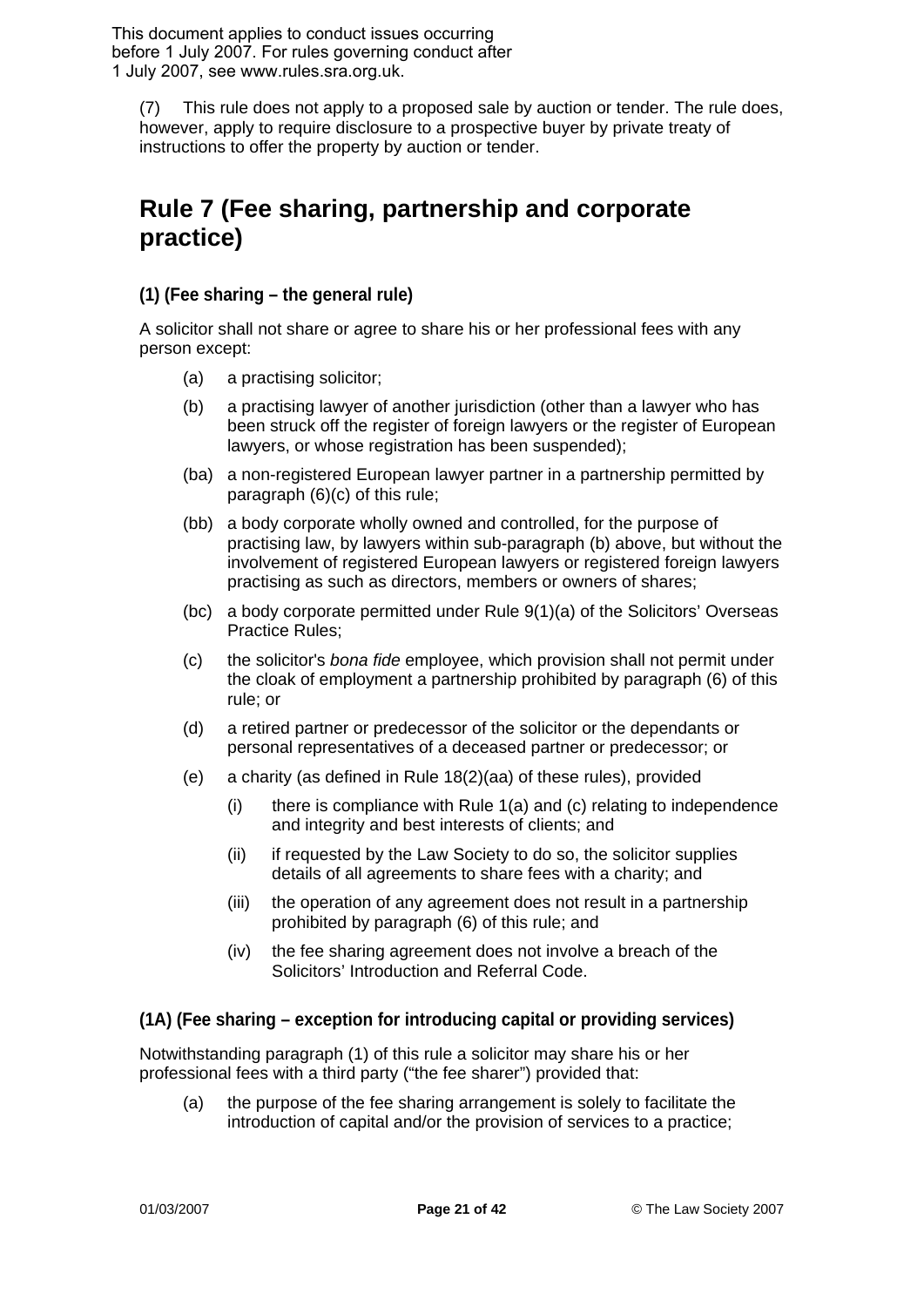This document applies to conduct issues occurring before 1 July 2007. For rules governing conduct after 1 July 2007, see www.rules.sra.org.uk.

(7) This rule does not apply to a proposed sale by auction or tender. The rule does, however, apply to require disclosure to a prospective buyer by private treaty of instructions to offer the property by auction or tender.

# Rule 7 (Fee sharing, partnership and corporate practice)

### (1) (Fee sharing – the general rule)

A solicitor shall not share or agree to share his or her professional fees with any person except:

- (a) a practising solicitor;
- (b) a practising lawyer of another jurisdiction (other than a lawyer who has been struck off the register of foreign lawyers or the register of European lawyers, or whose registration has been suspended);
- (ba) a non-registered European lawyer partner in a partnership permitted by paragraph (6)(c) of this rule;
- (bb) a body corporate wholly owned and controlled, for the purpose of practising law, by lawyers within sub-paragraph (b) above, but without the involvement of registered European lawyers or registered foreign lawyers practising as such as directors, members or owners of shares;
- (bc) a body corporate permitted under Rule 9(1)(a) of the Solicitors' Overseas Practice Rules;
- (c) the solicitor's *bona fide* employee, which provision shall not permit under the cloak of employment a partnership prohibited by paragraph (6) of this rule; or
- (d) a retired partner or predecessor of the solicitor or the dependants or personal representatives of a deceased partner or predecessor; or
- (e) a charity (as defined in Rule 18(2)(aa) of these rules), provided
  - (i) there is compliance with Rule 1(a) and (c) relating to independence and integrity and best interests of clients; and
  - (ii) if requested by the Law Society to do so, the solicitor supplies details of all agreements to share fees with a charity; and
  - (iii) the operation of any agreement does not result in a partnership prohibited by paragraph (6) of this rule; and
  - (iv) the fee sharing agreement does not involve a breach of the Solicitors' Introduction and Referral Code.

### (1A) (Fee sharing – exception for introducing capital or providing services)

Notwithstanding paragraph (1) of this rule a solicitor may share his or her professional fees with a third party ("the fee sharer") provided that:

- (a) the purpose of the fee sharing arrangement is solely to facilitate the introduction of capital and/or the provision of services to a practice;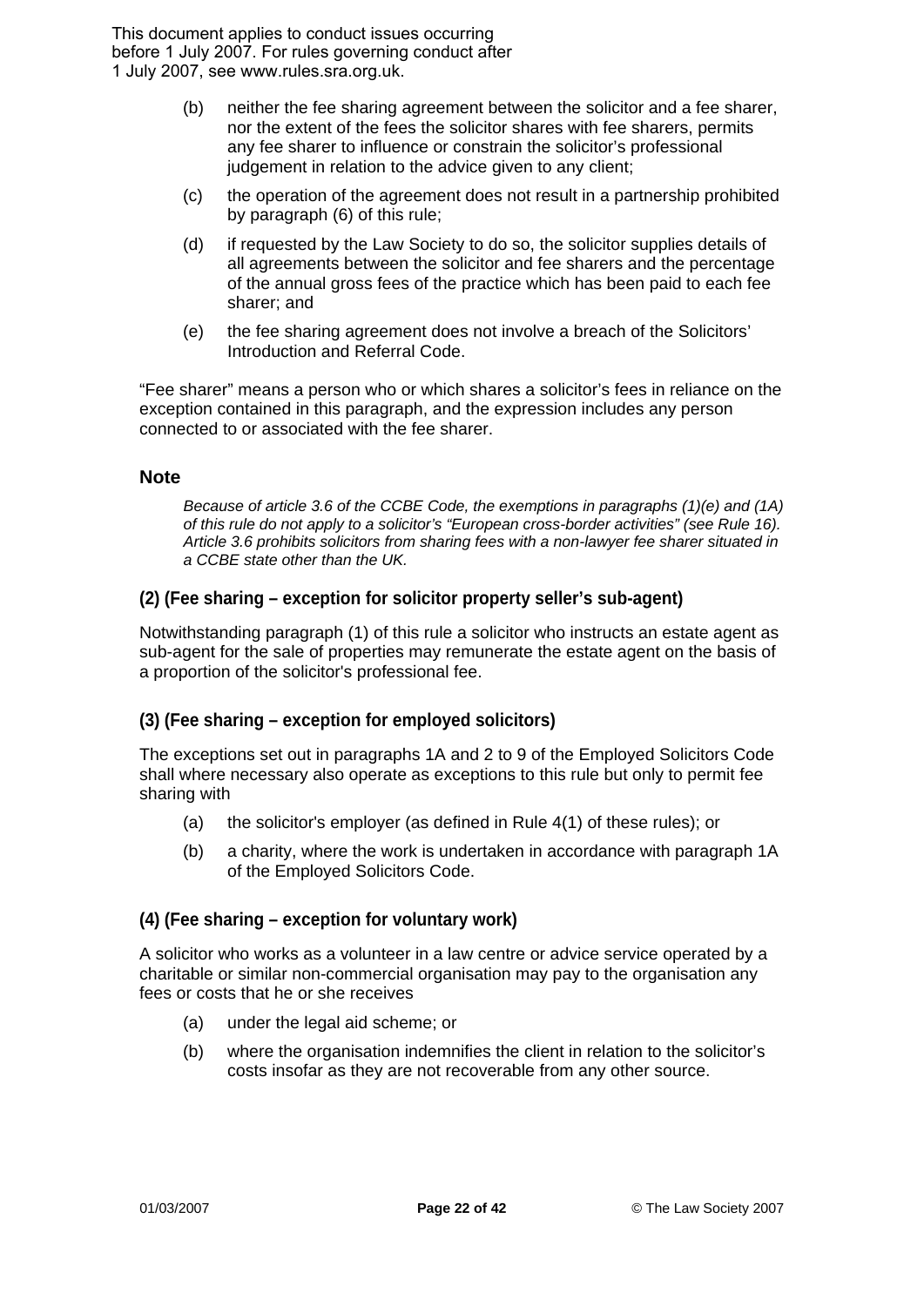(b) neither the fee sharing agreement between the solicitor and a fee sharer, nor the extent of the fees the solicitor shares with fee sharers, permits any fee sharer to influence or constrain the solicitor's professional judgement in relation to the advice given to any client;

(c) the operation of the agreement does not result in a partnership prohibited by paragraph (6) of this rule;

(d) if requested by the Law Society to do so, the solicitor supplies details of all agreements between the solicitor and fee sharers and the percentage of the annual gross fees of the practice which has been paid to each fee sharer; and

(e) the fee sharing agreement does not involve a breach of the Solicitors' Introduction and Referral Code.

"Fee sharer" means a person who or which shares a solicitor's fees in reliance on the exception contained in this paragraph, and the expression includes any person connected to or associated with the fee sharer.

### Note

*Because of article 3.6 of the CCBE Code, the exemptions in paragraphs (1)(e) and (1A) of this rule do not apply to a solicitor's "European cross-border activities" (see Rule 16). Article 3.6 prohibits solicitors from sharing fees with a non-lawyer fee sharer situated in a CCBE state other than the UK.*

### (2) (Fee sharing – exception for solicitor property seller's sub-agent)

Notwithstanding paragraph (1) of this rule a solicitor who instructs an estate agent as sub-agent for the sale of properties may remunerate the estate agent on the basis of a proportion of the solicitor's professional fee.

### (3) (Fee sharing – exception for employed solicitors)

The exceptions set out in paragraphs 1A and 2 to 9 of the Employed Solicitors Code shall where necessary also operate as exceptions to this rule but only to permit fee sharing with

(a) the solicitor's employer (as defined in Rule 4(1) of these rules); or

(b) a charity, where the work is undertaken in accordance with paragraph 1A of the Employed Solicitors Code.

### (4) (Fee sharing – exception for voluntary work)

A solicitor who works as a volunteer in a law centre or advice service operated by a charitable or similar non-commercial organisation may pay to the organisation any fees or costs that he or she receives

(a) under the legal aid scheme; or

(b) where the organisation indemnifies the client in relation to the solicitor's costs insofar as they are not recoverable from any other source.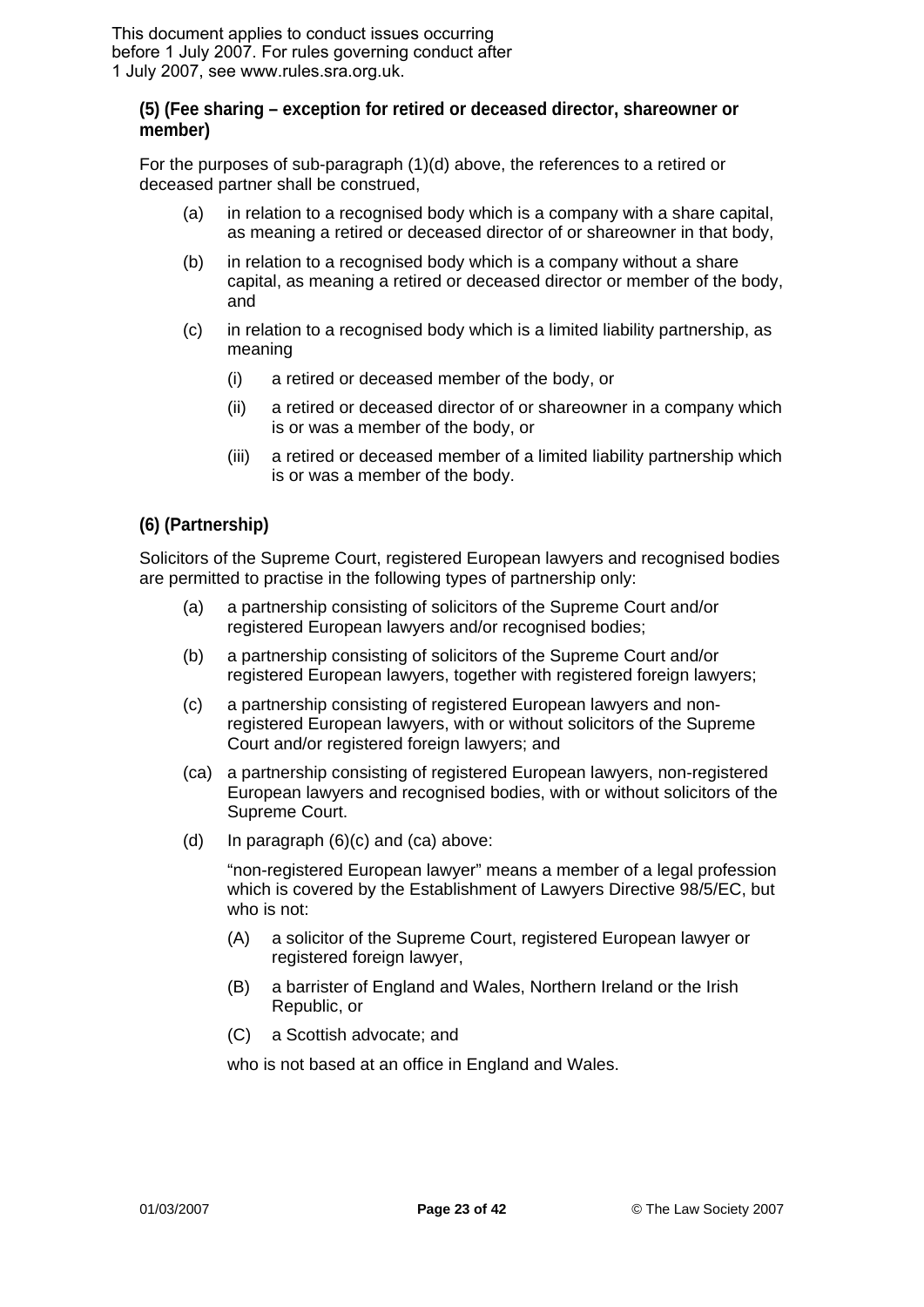This document applies to conduct issues occurring before 1 July 2007. For rules governing conduct after 1 July 2007, see www.rules.sra.org.uk.

**(5) (Fee sharing – exception for retired or deceased director, shareowner or member)**

For the purposes of sub-paragraph (1)(d) above, the references to a retired or deceased partner shall be construed,

(a) in relation to a recognised body which is a company with a share capital, as meaning a retired or deceased director of or shareowner in that body,

(b) in relation to a recognised body which is a company without a share capital, as meaning a retired or deceased director or member of the body, and

(c) in relation to a recognised body which is a limited liability partnership, as meaning

  (i) a retired or deceased member of the body, or

  (ii) a retired or deceased director of or shareowner in a company which is or was a member of the body, or

  (iii) a retired or deceased member of a limited liability partnership which is or was a member of the body.

**(6) (Partnership)**

Solicitors of the Supreme Court, registered European lawyers and recognised bodies are permitted to practise in the following types of partnership only:

(a) a partnership consisting of solicitors of the Supreme Court and/or registered European lawyers and/or recognised bodies;

(b) a partnership consisting of solicitors of the Supreme Court and/or registered European lawyers, together with registered foreign lawyers;

(c) a partnership consisting of registered European lawyers and non-registered European lawyers, with or without solicitors of the Supreme Court and/or registered foreign lawyers; and

(ca) a partnership consisting of registered European lawyers, non-registered European lawyers and recognised bodies, with or without solicitors of the Supreme Court.

(d) In paragraph (6)(c) and (ca) above:

"non-registered European lawyer" means a member of a legal profession which is covered by the Establishment of Lawyers Directive 98/5/EC, but who is not:

  (A) a solicitor of the Supreme Court, registered European lawyer or registered foreign lawyer,

  (B) a barrister of England and Wales, Northern Ireland or the Irish Republic, or

  (C) a Scottish advocate; and

who is not based at an office in England and Wales.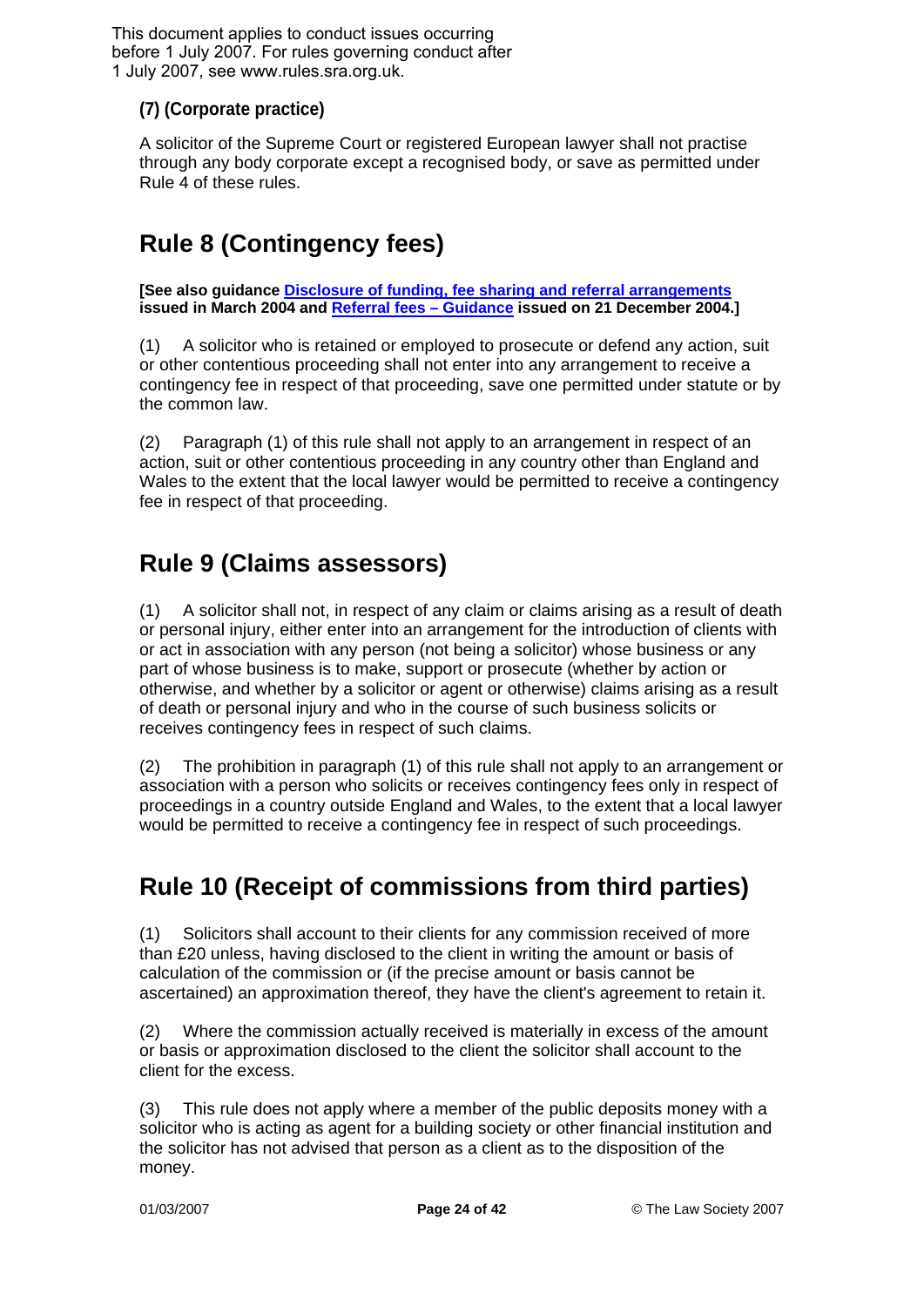This document applies to conduct issues occurring before 1 July 2007. For rules governing conduct after 1 July 2007, see www.rules.sra.org.uk.

### (7) (Corporate practice)

A solicitor of the Supreme Court or registered European lawyer shall not practise through any body corporate except a recognised body, or save as permitted under Rule 4 of these rules.

## Rule 8 (Contingency fees)

**[See also guidance Disclosure of funding, fee sharing and referral arrangements issued in March 2004 and Referral fees – Guidance issued on 21 December 2004.]**

(1) A solicitor who is retained or employed to prosecute or defend any action, suit or other contentious proceeding shall not enter into any arrangement to receive a contingency fee in respect of that proceeding, save one permitted under statute or by the common law.

(2) Paragraph (1) of this rule shall not apply to an arrangement in respect of an action, suit or other contentious proceeding in any country other than England and Wales to the extent that the local lawyer would be permitted to receive a contingency fee in respect of that proceeding.

## Rule 9 (Claims assessors)

(1) A solicitor shall not, in respect of any claim or claims arising as a result of death or personal injury, either enter into an arrangement for the introduction of clients with or act in association with any person (not being a solicitor) whose business or any part of whose business is to make, support or prosecute (whether by action or otherwise, and whether by a solicitor or agent or otherwise) claims arising as a result of death or personal injury and who in the course of such business solicits or receives contingency fees in respect of such claims.

(2) The prohibition in paragraph (1) of this rule shall not apply to an arrangement or association with a person who solicits or receives contingency fees only in respect of proceedings in a country outside England and Wales, to the extent that a local lawyer would be permitted to receive a contingency fee in respect of such proceedings.

## Rule 10 (Receipt of commissions from third parties)

(1) Solicitors shall account to their clients for any commission received of more than £20 unless, having disclosed to the client in writing the amount or basis of calculation of the commission or (if the precise amount or basis cannot be ascertained) an approximation thereof, they have the client's agreement to retain it.

(2) Where the commission actually received is materially in excess of the amount or basis or approximation disclosed to the client the solicitor shall account to the client for the excess.

(3) This rule does not apply where a member of the public deposits money with a solicitor who is acting as agent for a building society or other financial institution and the solicitor has not advised that person as a client as to the disposition of the money.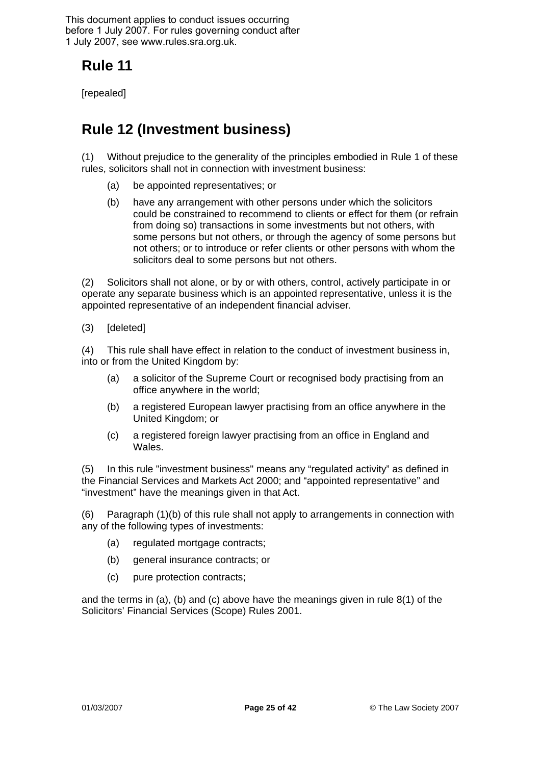This document applies to conduct issues occurring before 1 July 2007. For rules governing conduct after 1 July 2007, see www.rules.sra.org.uk.

## Rule 11

[repealed]

## Rule 12 (Investment business)

(1) Without prejudice to the generality of the principles embodied in Rule 1 of these rules, solicitors shall not in connection with investment business:

(a) be appointed representatives; or

(b) have any arrangement with other persons under which the solicitors could be constrained to recommend to clients or effect for them (or refrain from doing so) transactions in some investments but not others, with some persons but not others, or through the agency of some persons but not others; or to introduce or refer clients or other persons with whom the solicitors deal to some persons but not others.

(2) Solicitors shall not alone, or by or with others, control, actively participate in or operate any separate business which is an appointed representative, unless it is the appointed representative of an independent financial adviser.

(3) [deleted]

(4) This rule shall have effect in relation to the conduct of investment business in, into or from the United Kingdom by:

(a) a solicitor of the Supreme Court or recognised body practising from an office anywhere in the world;

(b) a registered European lawyer practising from an office anywhere in the United Kingdom; or

(c) a registered foreign lawyer practising from an office in England and Wales.

(5) In this rule "investment business" means any “regulated activity” as defined in the Financial Services and Markets Act 2000; and “appointed representative” and “investment” have the meanings given in that Act.

(6) Paragraph (1)(b) of this rule shall not apply to arrangements in connection with any of the following types of investments:

(a) regulated mortgage contracts;

(b) general insurance contracts; or

(c) pure protection contracts;

and the terms in (a), (b) and (c) above have the meanings given in rule 8(1) of the Solicitors’ Financial Services (Scope) Rules 2001.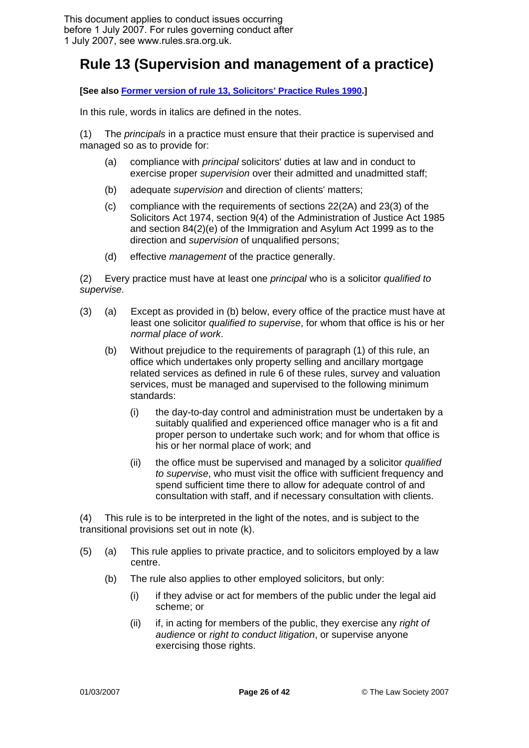This document applies to conduct issues occurring before 1 July 2007. For rules governing conduct after 1 July 2007, see www.rules.sra.org.uk.

# Rule 13 (Supervision and management of a practice)

**[See also [Former version of rule 13, Solicitors' Practice Rules 1990](#).]**

In this rule, words in italics are defined in the notes.

(1) The *principals* in a practice must ensure that their practice is supervised and managed so as to provide for:

- (a) compliance with *principal* solicitors' duties at law and in conduct to exercise proper *supervision* over their admitted and unadmitted staff;
- (b) adequate *supervision* and direction of clients' matters;
- (c) compliance with the requirements of sections 22(2A) and 23(3) of the Solicitors Act 1974, section 9(4) of the Administration of Justice Act 1985 and section 84(2)(e) of the Immigration and Asylum Act 1999 as to the direction and *supervision* of unqualified persons;
- (d) effective *management* of the practice generally.

(2) Every practice must have at least one *principal* who is a solicitor *qualified to supervise.*

(3) (a) Except as provided in (b) below, every office of the practice must have at least one solicitor *qualified to supervise*, for whom that office is his or her *normal place of work*.

- (b) Without prejudice to the requirements of paragraph (1) of this rule, an office which undertakes only property selling and ancillary mortgage related services as defined in rule 6 of these rules, survey and valuation services, must be managed and supervised to the following minimum standards:
  - (i) the day-to-day control and administration must be undertaken by a suitably qualified and experienced office manager who is a fit and proper person to undertake such work; and for whom that office is his or her normal place of work; and
  - (ii) the office must be supervised and managed by a solicitor *qualified to supervise*, who must visit the office with sufficient frequency and spend sufficient time there to allow for adequate control of and consultation with staff, and if necessary consultation with clients.

(4) This rule is to be interpreted in the light of the notes, and is subject to the transitional provisions set out in note (k).

(5) (a) This rule applies to private practice, and to solicitors employed by a law centre.

- (b) The rule also applies to other employed solicitors, but only:
  - (i) if they advise or act for members of the public under the legal aid scheme; or
  - (ii) if, in acting for members of the public, they exercise any *right of audience* or *right to conduct litigation*, or supervise anyone exercising those rights.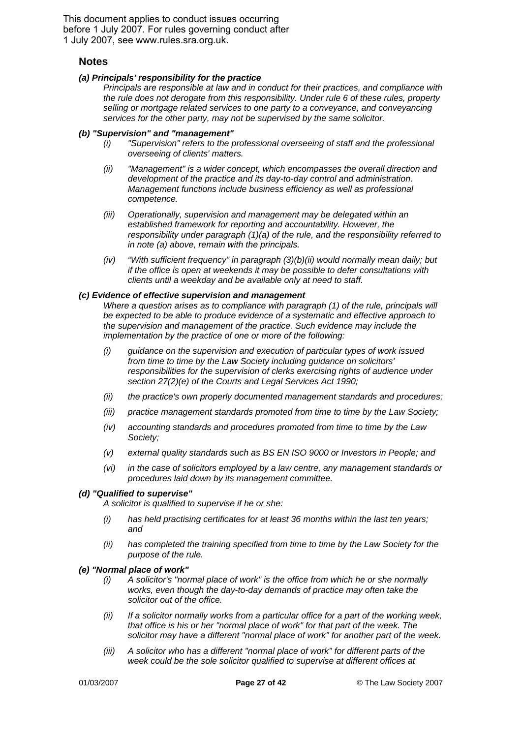This document applies to conduct issues occurring before 1 July 2007. For rules governing conduct after 1 July 2007, see www.rules.sra.org.uk.

## Notes

***(a) Principals' responsibility for the practice***

*Principals are responsible at law and in conduct for their practices, and compliance with the rule does not derogate from this responsibility. Under rule 6 of these rules, property selling or mortgage related services to one party to a conveyance, and conveyancing services for the other party, may not be supervised by the same solicitor.*

***(b) "Supervision" and "management"***

- *(i) "Supervision" refers to the professional overseeing of staff and the professional overseeing of clients' matters.*
- *(ii) "Management" is a wider concept, which encompasses the overall direction and development of the practice and its day-to-day control and administration. Management functions include business efficiency as well as professional competence.*
- *(iii) Operationally, supervision and management may be delegated within an established framework for reporting and accountability. However, the responsibility under paragraph (1)(a) of the rule, and the responsibility referred to in note (a) above, remain with the principals.*
- *(iv) "With sufficient frequency" in paragraph (3)(b)(ii) would normally mean daily; but if the office is open at weekends it may be possible to defer consultations with clients until a weekday and be available only at need to staff.*

***(c) Evidence of effective supervision and management***

*Where a question arises as to compliance with paragraph (1) of the rule, principals will be expected to be able to produce evidence of a systematic and effective approach to the supervision and management of the practice. Such evidence may include the implementation by the practice of one or more of the following:*

- *(i) guidance on the supervision and execution of particular types of work issued from time to time by the Law Society including guidance on solicitors' responsibilities for the supervision of clerks exercising rights of audience under section 27(2)(e) of the Courts and Legal Services Act 1990;*
- *(ii) the practice's own properly documented management standards and procedures;*
- *(iii) practice management standards promoted from time to time by the Law Society;*
- *(iv) accounting standards and procedures promoted from time to time by the Law Society;*
- *(v) external quality standards such as BS EN ISO 9000 or Investors in People; and*
- *(vi) in the case of solicitors employed by a law centre, any management standards or procedures laid down by its management committee.*

***(d) "Qualified to supervise"***

*A solicitor is qualified to supervise if he or she:*

- *(i) has held practising certificates for at least 36 months within the last ten years; and*
- *(ii) has completed the training specified from time to time by the Law Society for the purpose of the rule.*

***(e) "Normal place of work"***

- *(i) A solicitor's "normal place of work" is the office from which he or she normally works, even though the day-to-day demands of practice may often take the solicitor out of the office.*
- *(ii) If a solicitor normally works from a particular office for a part of the working week, that office is his or her "normal place of work" for that part of the week. The solicitor may have a different "normal place of work" for another part of the week.*
- *(iii) A solicitor who has a different "normal place of work" for different parts of the week could be the sole solicitor qualified to supervise at different offices at*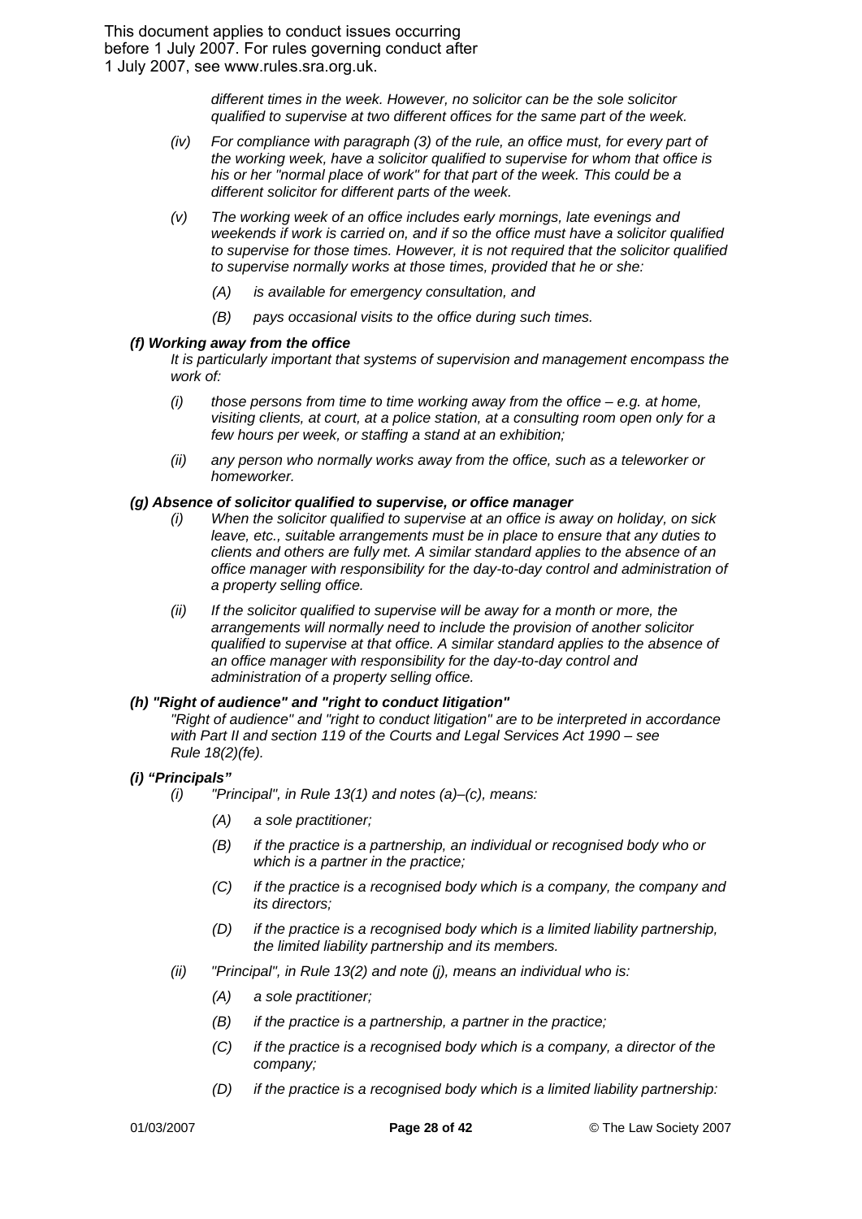This document applies to conduct issues occurring before 1 July 2007. For rules governing conduct after 1 July 2007, see www.rules.sra.org.uk.

*different times in the week. However, no solicitor can be the sole solicitor qualified to supervise at two different offices for the same part of the week.*

*(iv) For compliance with paragraph (3) of the rule, an office must, for every part of the working week, have a solicitor qualified to supervise for whom that office is his or her "normal place of work" for that part of the week. This could be a different solicitor for different parts of the week.*

*(v) The working week of an office includes early mornings, late evenings and weekends if work is carried on, and if so the office must have a solicitor qualified to supervise for those times. However, it is not required that the solicitor qualified to supervise normally works at those times, provided that he or she:*

*(A) is available for emergency consultation, and*

*(B) pays occasional visits to the office during such times.*

***(f) Working away from the office***

*It is particularly important that systems of supervision and management encompass the work of:*

*(i) those persons from time to time working away from the office – e.g. at home, visiting clients, at court, at a police station, at a consulting room open only for a few hours per week, or staffing a stand at an exhibition;*

*(ii) any person who normally works away from the office, such as a teleworker or homeworker.*

***(g) Absence of solicitor qualified to supervise, or office manager***

*(i) When the solicitor qualified to supervise at an office is away on holiday, on sick leave, etc., suitable arrangements must be in place to ensure that any duties to clients and others are fully met. A similar standard applies to the absence of an office manager with responsibility for the day-to-day control and administration of a property selling office.*

*(ii) If the solicitor qualified to supervise will be away for a month or more, the arrangements will normally need to include the provision of another solicitor qualified to supervise at that office. A similar standard applies to the absence of an office manager with responsibility for the day-to-day control and administration of a property selling office.*

***(h) "Right of audience" and "right to conduct litigation"***

*"Right of audience" and "right to conduct litigation" are to be interpreted in accordance with Part II and section 119 of the Courts and Legal Services Act 1990 – see Rule 18(2)(fe).*

***(i) "Principals"***

*(i) "Principal", in Rule 13(1) and notes (a)–(c), means:*

*(A) a sole practitioner;*

*(B) if the practice is a partnership, an individual or recognised body who or which is a partner in the practice;*

*(C) if the practice is a recognised body which is a company, the company and its directors;*

*(D) if the practice is a recognised body which is a limited liability partnership, the limited liability partnership and its members.*

*(ii) "Principal", in Rule 13(2) and note (j), means an individual who is:*

*(A) a sole practitioner;*

*(B) if the practice is a partnership, a partner in the practice;*

*(C) if the practice is a recognised body which is a company, a director of the company;*

*(D) if the practice is a recognised body which is a limited liability partnership:*

01/03/2007 © The Law Society 2007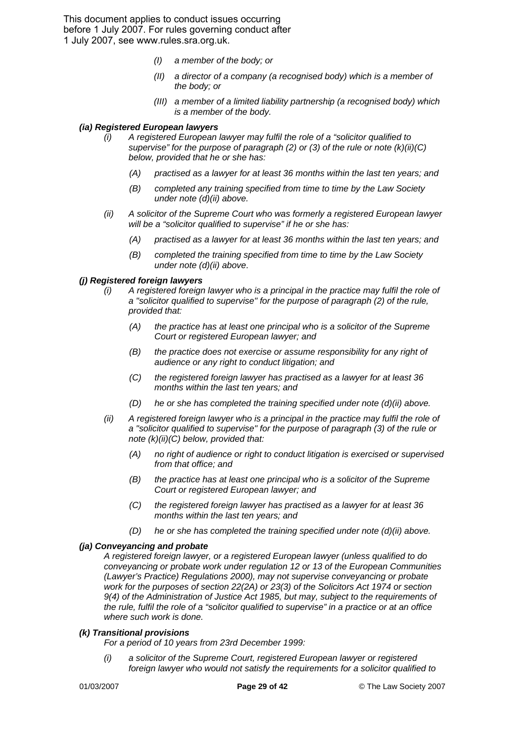This document applies to conduct issues occurring before 1 July 2007. For rules governing conduct after 1 July 2007, see www.rules.sra.org.uk.

*(I) a member of the body; or*

*(II) a director of a company (a recognised body) which is a member of the body; or*

*(III) a member of a limited liability partnership (a recognised body) which is a member of the body.*

***(ia) Registered European lawyers***

*(i) A registered European lawyer may fulfil the role of a "solicitor qualified to supervise" for the purpose of paragraph (2) or (3) of the rule or note (k)(ii)(C) below, provided that he or she has:*

*(A) practised as a lawyer for at least 36 months within the last ten years; and*

*(B) completed any training specified from time to time by the Law Society under note (d)(ii) above.*

*(ii) A solicitor of the Supreme Court who was formerly a registered European lawyer will be a "solicitor qualified to supervise" if he or she has:*

*(A) practised as a lawyer for at least 36 months within the last ten years; and*

*(B) completed the training specified from time to time by the Law Society under note (d)(ii) above.*

***(j) Registered foreign lawyers***

*(i) A registered foreign lawyer who is a principal in the practice may fulfil the role of a "solicitor qualified to supervise" for the purpose of paragraph (2) of the rule, provided that:*

*(A) the practice has at least one principal who is a solicitor of the Supreme Court or registered European lawyer; and*

*(B) the practice does not exercise or assume responsibility for any right of audience or any right to conduct litigation; and*

*(C) the registered foreign lawyer has practised as a lawyer for at least 36 months within the last ten years; and*

*(D) he or she has completed the training specified under note (d)(ii) above.*

*(ii) A registered foreign lawyer who is a principal in the practice may fulfil the role of a "solicitor qualified to supervise" for the purpose of paragraph (3) of the rule or note (k)(ii)(C) below, provided that:*

*(A) no right of audience or right to conduct litigation is exercised or supervised from that office; and*

*(B) the practice has at least one principal who is a solicitor of the Supreme Court or registered European lawyer; and*

*(C) the registered foreign lawyer has practised as a lawyer for at least 36 months within the last ten years; and*

*(D) he or she has completed the training specified under note (d)(ii) above.*

***(ja) Conveyancing and probate***

*A registered foreign lawyer, or a registered European lawyer (unless qualified to do conveyancing or probate work under regulation 12 or 13 of the European Communities (Lawyer's Practice) Regulations 2000), may not supervise conveyancing or probate work for the purposes of section 22(2A) or 23(3) of the Solicitors Act 1974 or section 9(4) of the Administration of Justice Act 1985, but may, subject to the requirements of the rule, fulfil the role of a "solicitor qualified to supervise" in a practice or at an office where such work is done.*

***(k) Transitional provisions***

*For a period of 10 years from 23rd December 1999:*

*(i) a solicitor of the Supreme Court, registered European lawyer or registered foreign lawyer who would not satisfy the requirements for a solicitor qualified to*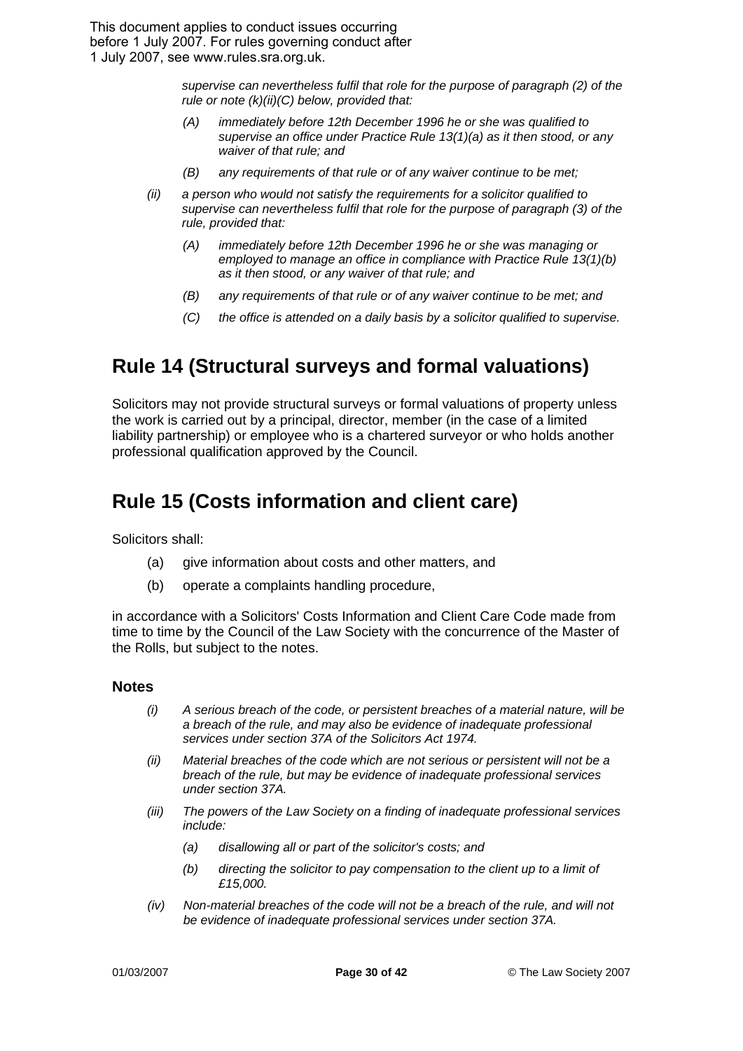This document applies to conduct issues occurring before 1 July 2007. For rules governing conduct after 1 July 2007, see www.rules.sra.org.uk.

*supervise can nevertheless fulfil that role for the purpose of paragraph (2) of the rule or note (k)(ii)(C) below, provided that:*

- *(A) immediately before 12th December 1996 he or she was qualified to supervise an office under Practice Rule 13(1)(a) as it then stood, or any waiver of that rule; and*
- *(B) any requirements of that rule or of any waiver continue to be met;*

*(ii) a person who would not satisfy the requirements for a solicitor qualified to supervise can nevertheless fulfil that role for the purpose of paragraph (3) of the rule, provided that:*

- *(A) immediately before 12th December 1996 he or she was managing or employed to manage an office in compliance with Practice Rule 13(1)(b) as it then stood, or any waiver of that rule; and*
- *(B) any requirements of that rule or of any waiver continue to be met; and*
- *(C) the office is attended on a daily basis by a solicitor qualified to supervise.*

## Rule 14 (Structural surveys and formal valuations)

Solicitors may not provide structural surveys or formal valuations of property unless the work is carried out by a principal, director, member (in the case of a limited liability partnership) or employee who is a chartered surveyor or who holds another professional qualification approved by the Council.

## Rule 15 (Costs information and client care)

Solicitors shall:

- (a) give information about costs and other matters, and
- (b) operate a complaints handling procedure,

in accordance with a Solicitors' Costs Information and Client Care Code made from time to time by the Council of the Law Society with the concurrence of the Master of the Rolls, but subject to the notes.

### Notes

*(i) A serious breach of the code, or persistent breaches of a material nature, will be a breach of the rule, and may also be evidence of inadequate professional services under section 37A of the Solicitors Act 1974.*

*(ii) Material breaches of the code which are not serious or persistent will not be a breach of the rule, but may be evidence of inadequate professional services under section 37A.*

*(iii) The powers of the Law Society on a finding of inadequate professional services include:*

- *(a) disallowing all or part of the solicitor's costs; and*
- *(b) directing the solicitor to pay compensation to the client up to a limit of £15,000.*

*(iv) Non-material breaches of the code will not be a breach of the rule, and will not be evidence of inadequate professional services under section 37A.*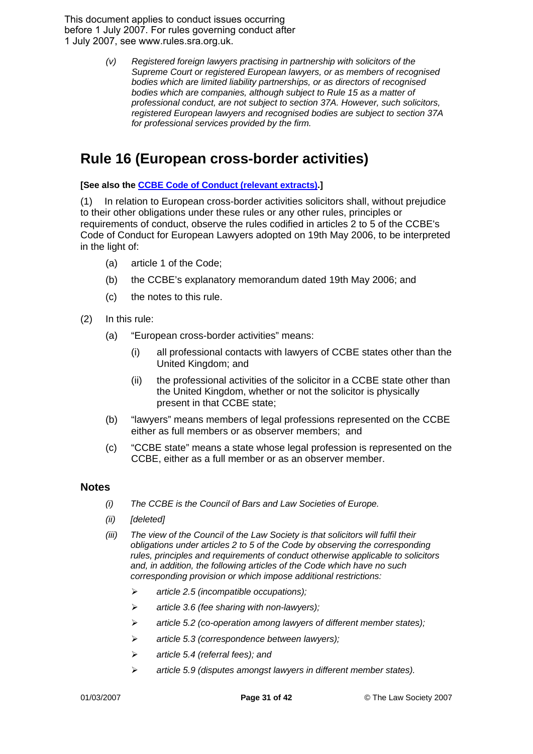This document applies to conduct issues occurring before 1 July 2007. For rules governing conduct after 1 July 2007, see www.rules.sra.org.uk.

*(v) Registered foreign lawyers practising in partnership with solicitors of the Supreme Court or registered European lawyers, or as members of recognised bodies which are limited liability partnerships, or as directors of recognised bodies which are companies, although subject to Rule 15 as a matter of professional conduct, are not subject to section 37A. However, such solicitors, registered European lawyers and recognised bodies are subject to section 37A for professional services provided by the firm.*

## Rule 16 (European cross-border activities)

**[See also the CCBE Code of Conduct (relevant extracts).]**

(1) In relation to European cross-border activities solicitors shall, without prejudice to their other obligations under these rules or any other rules, principles or requirements of conduct, observe the rules codified in articles 2 to 5 of the CCBE's Code of Conduct for European Lawyers adopted on 19th May 2006, to be interpreted in the light of:

- (a) article 1 of the Code;
- (b) the CCBE's explanatory memorandum dated 19th May 2006; and
- (c) the notes to this rule.

(2) In this rule:

- (a) "European cross-border activities" means:
  - (i) all professional contacts with lawyers of CCBE states other than the United Kingdom; and
  - (ii) the professional activities of the solicitor in a CCBE state other than the United Kingdom, whether or not the solicitor is physically present in that CCBE state;
- (b) "lawyers" means members of legal professions represented on the CCBE either as full members or as observer members; and
- (c) "CCBE state" means a state whose legal profession is represented on the CCBE, either as a full member or as an observer member.

### Notes

*(i) The CCBE is the Council of Bars and Law Societies of Europe.*

*(ii) [deleted]*

*(iii) The view of the Council of the Law Society is that solicitors will fulfil their obligations under articles 2 to 5 of the Code by observing the corresponding rules, principles and requirements of conduct otherwise applicable to solicitors and, in addition, the following articles of the Code which have no such corresponding provision or which impose additional restrictions:*

- *article 2.5 (incompatible occupations);*
- *article 3.6 (fee sharing with non-lawyers);*
- *article 5.2 (co-operation among lawyers of different member states);*
- *article 5.3 (correspondence between lawyers);*
- *article 5.4 (referral fees); and*
- *article 5.9 (disputes amongst lawyers in different member states).*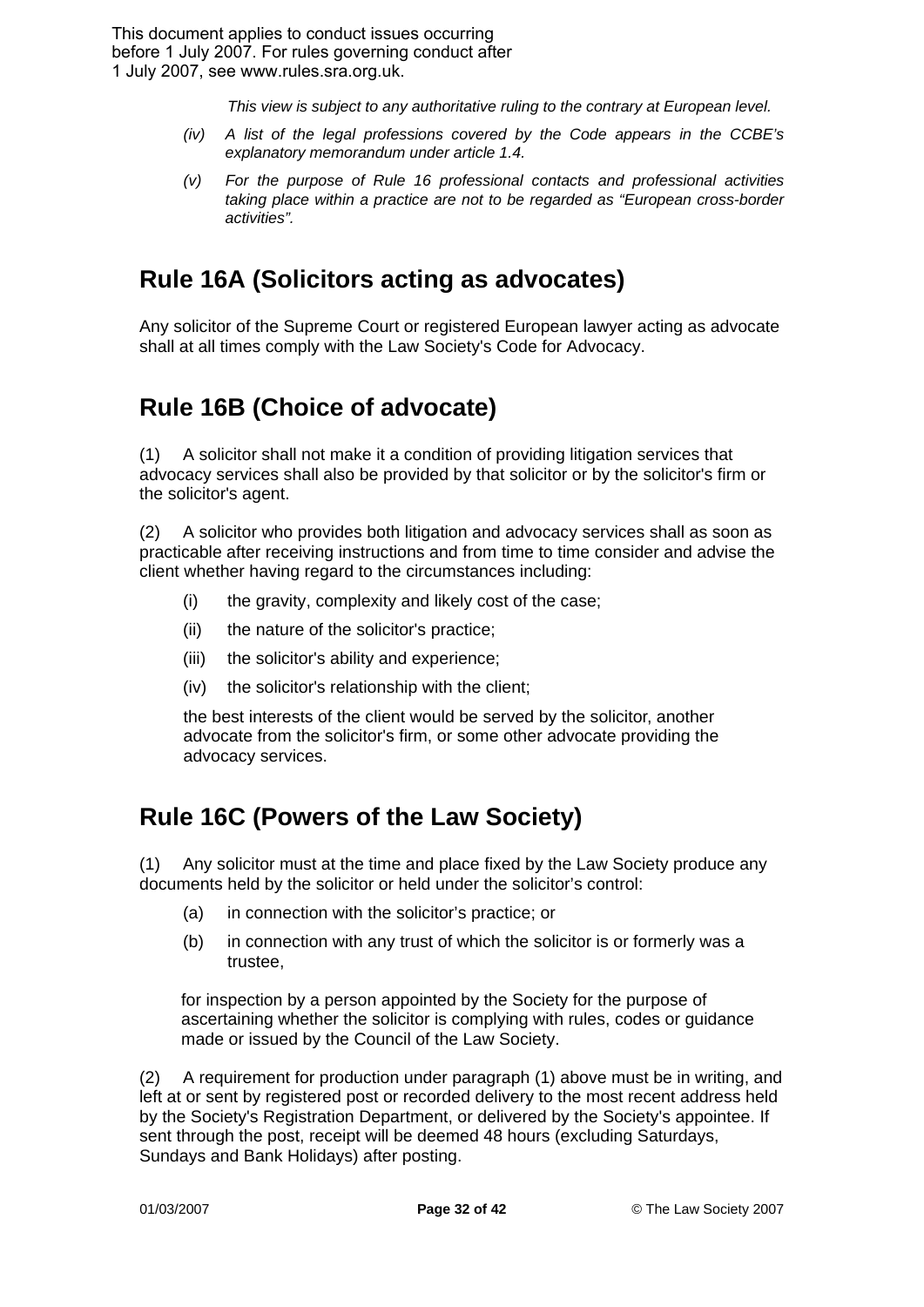This document applies to conduct issues occurring before 1 July 2007. For rules governing conduct after 1 July 2007, see www.rules.sra.org.uk.

*This view is subject to any authoritative ruling to the contrary at European level.*

*(iv) A list of the legal professions covered by the Code appears in the CCBE's explanatory memorandum under article 1.4.*

*(v) For the purpose of Rule 16 professional contacts and professional activities taking place within a practice are not to be regarded as "European cross-border activities".*

## Rule 16A (Solicitors acting as advocates)

Any solicitor of the Supreme Court or registered European lawyer acting as advocate shall at all times comply with the Law Society's Code for Advocacy.

## Rule 16B (Choice of advocate)

(1) A solicitor shall not make it a condition of providing litigation services that advocacy services shall also be provided by that solicitor or by the solicitor's firm or the solicitor's agent.

(2) A solicitor who provides both litigation and advocacy services shall as soon as practicable after receiving instructions and from time to time consider and advise the client whether having regard to the circumstances including:

- (i) the gravity, complexity and likely cost of the case;
- (ii) the nature of the solicitor's practice;
- (iii) the solicitor's ability and experience;
- (iv) the solicitor's relationship with the client;

the best interests of the client would be served by the solicitor, another advocate from the solicitor's firm, or some other advocate providing the advocacy services.

## Rule 16C (Powers of the Law Society)

(1) Any solicitor must at the time and place fixed by the Law Society produce any documents held by the solicitor or held under the solicitor's control:

- (a) in connection with the solicitor's practice; or
- (b) in connection with any trust of which the solicitor is or formerly was a trustee,

for inspection by a person appointed by the Society for the purpose of ascertaining whether the solicitor is complying with rules, codes or guidance made or issued by the Council of the Law Society.

(2) A requirement for production under paragraph (1) above must be in writing, and left at or sent by registered post or recorded delivery to the most recent address held by the Society's Registration Department, or delivered by the Society's appointee. If sent through the post, receipt will be deemed 48 hours (excluding Saturdays, Sundays and Bank Holidays) after posting.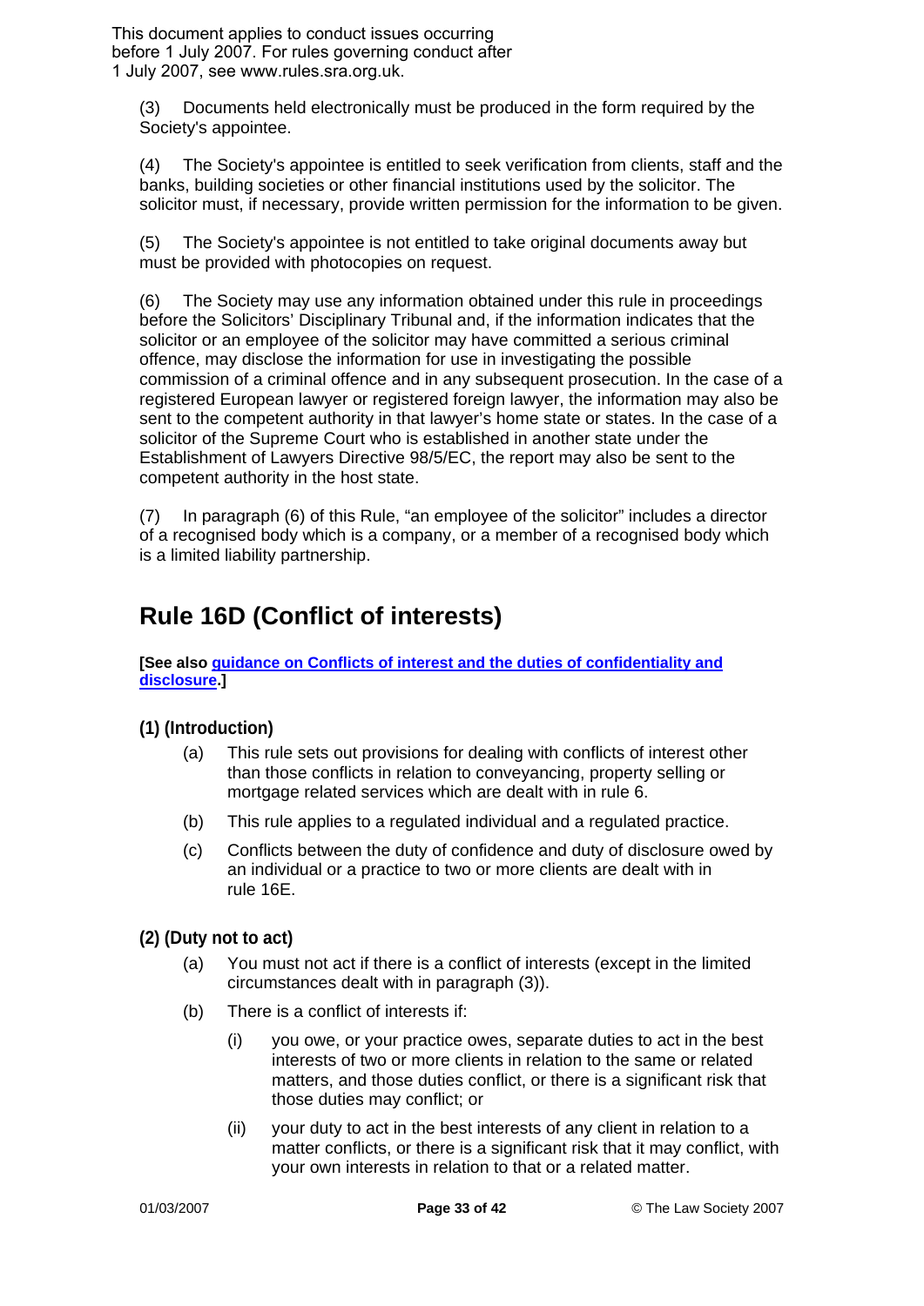This document applies to conduct issues occurring before 1 July 2007. For rules governing conduct after 1 July 2007, see www.rules.sra.org.uk.

(3) Documents held electronically must be produced in the form required by the Society's appointee.

(4) The Society's appointee is entitled to seek verification from clients, staff and the banks, building societies or other financial institutions used by the solicitor. The solicitor must, if necessary, provide written permission for the information to be given.

(5) The Society's appointee is not entitled to take original documents away but must be provided with photocopies on request.

(6) The Society may use any information obtained under this rule in proceedings before the Solicitors' Disciplinary Tribunal and, if the information indicates that the solicitor or an employee of the solicitor may have committed a serious criminal offence, may disclose the information for use in investigating the possible commission of a criminal offence and in any subsequent prosecution. In the case of a registered European lawyer or registered foreign lawyer, the information may also be sent to the competent authority in that lawyer's home state or states. In the case of a solicitor of the Supreme Court who is established in another state under the Establishment of Lawyers Directive 98/5/EC, the report may also be sent to the competent authority in the host state.

(7) In paragraph (6) of this Rule, "an employee of the solicitor" includes a director of a recognised body which is a company, or a member of a recognised body which is a limited liability partnership.

## Rule 16D (Conflict of interests)

**[See also guidance on Conflicts of interest and the duties of confidentiality and disclosure.]**

### (1) (Introduction)

(a) This rule sets out provisions for dealing with conflicts of interest other than those conflicts in relation to conveyancing, property selling or mortgage related services which are dealt with in rule 6.

(b) This rule applies to a regulated individual and a regulated practice.

(c) Conflicts between the duty of confidence and duty of disclosure owed by an individual or a practice to two or more clients are dealt with in rule 16E.

### (2) (Duty not to act)

(a) You must not act if there is a conflict of interests (except in the limited circumstances dealt with in paragraph (3)).

(b) There is a conflict of interests if:

(i) you owe, or your practice owes, separate duties to act in the best interests of two or more clients in relation to the same or related matters, and those duties conflict, or there is a significant risk that those duties may conflict; or

(ii) your duty to act in the best interests of any client in relation to a matter conflicts, or there is a significant risk that it may conflict, with your own interests in relation to that or a related matter.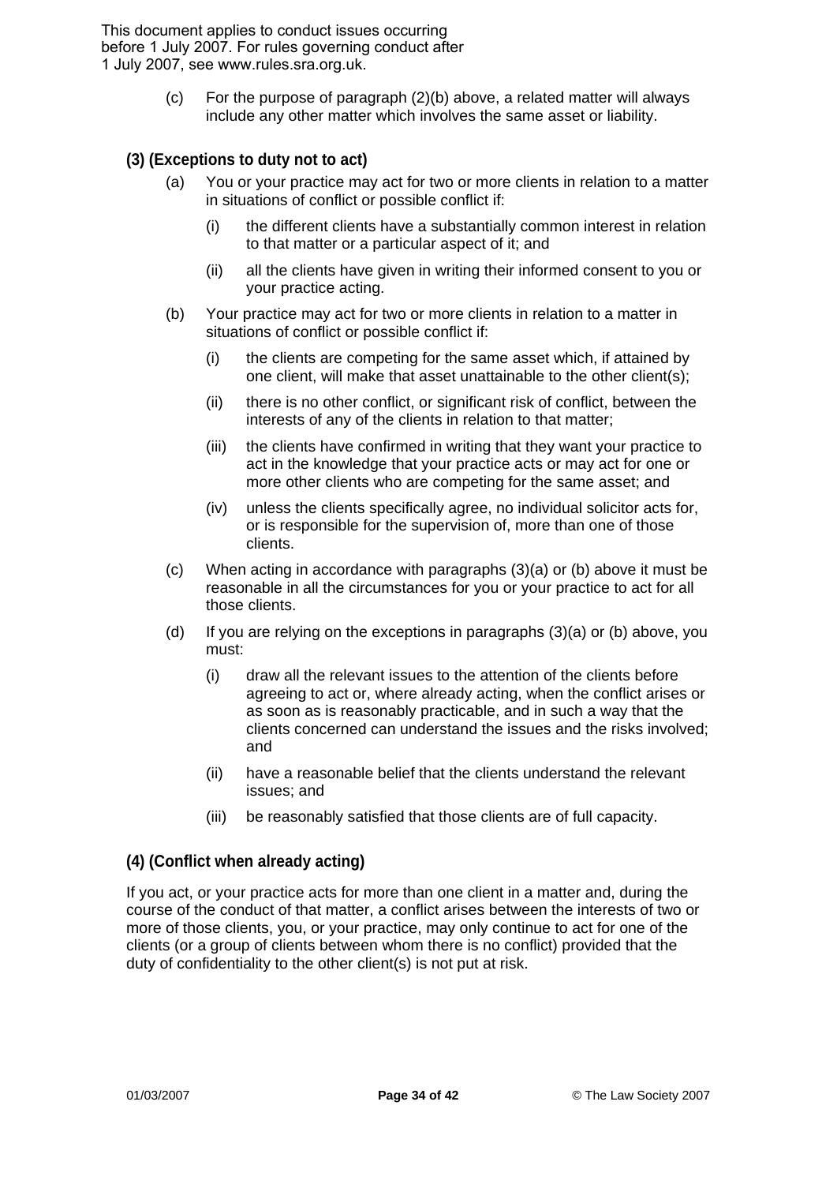This document applies to conduct issues occurring before 1 July 2007. For rules governing conduct after 1 July 2007, see www.rules.sra.org.uk.

(c) For the purpose of paragraph (2)(b) above, a related matter will always include any other matter which involves the same asset or liability.

**(3) (Exceptions to duty not to act)**

(a) You or your practice may act for two or more clients in relation to a matter in situations of conflict or possible conflict if:

(i) the different clients have a substantially common interest in relation to that matter or a particular aspect of it; and

(ii) all the clients have given in writing their informed consent to you or your practice acting.

(b) Your practice may act for two or more clients in relation to a matter in situations of conflict or possible conflict if:

(i) the clients are competing for the same asset which, if attained by one client, will make that asset unattainable to the other client(s);

(ii) there is no other conflict, or significant risk of conflict, between the interests of any of the clients in relation to that matter;

(iii) the clients have confirmed in writing that they want your practice to act in the knowledge that your practice acts or may act for one or more other clients who are competing for the same asset; and

(iv) unless the clients specifically agree, no individual solicitor acts for, or is responsible for the supervision of, more than one of those clients.

(c) When acting in accordance with paragraphs (3)(a) or (b) above it must be reasonable in all the circumstances for you or your practice to act for all those clients.

(d) If you are relying on the exceptions in paragraphs (3)(a) or (b) above, you must:

(i) draw all the relevant issues to the attention of the clients before agreeing to act or, where already acting, when the conflict arises or as soon as is reasonably practicable, and in such a way that the clients concerned can understand the issues and the risks involved; and

(ii) have a reasonable belief that the clients understand the relevant issues; and

(iii) be reasonably satisfied that those clients are of full capacity.

**(4) (Conflict when already acting)**

If you act, or your practice acts for more than one client in a matter and, during the course of the conduct of that matter, a conflict arises between the interests of two or more of those clients, you, or your practice, may only continue to act for one of the clients (or a group of clients between whom there is no conflict) provided that the duty of confidentiality to the other client(s) is not put at risk.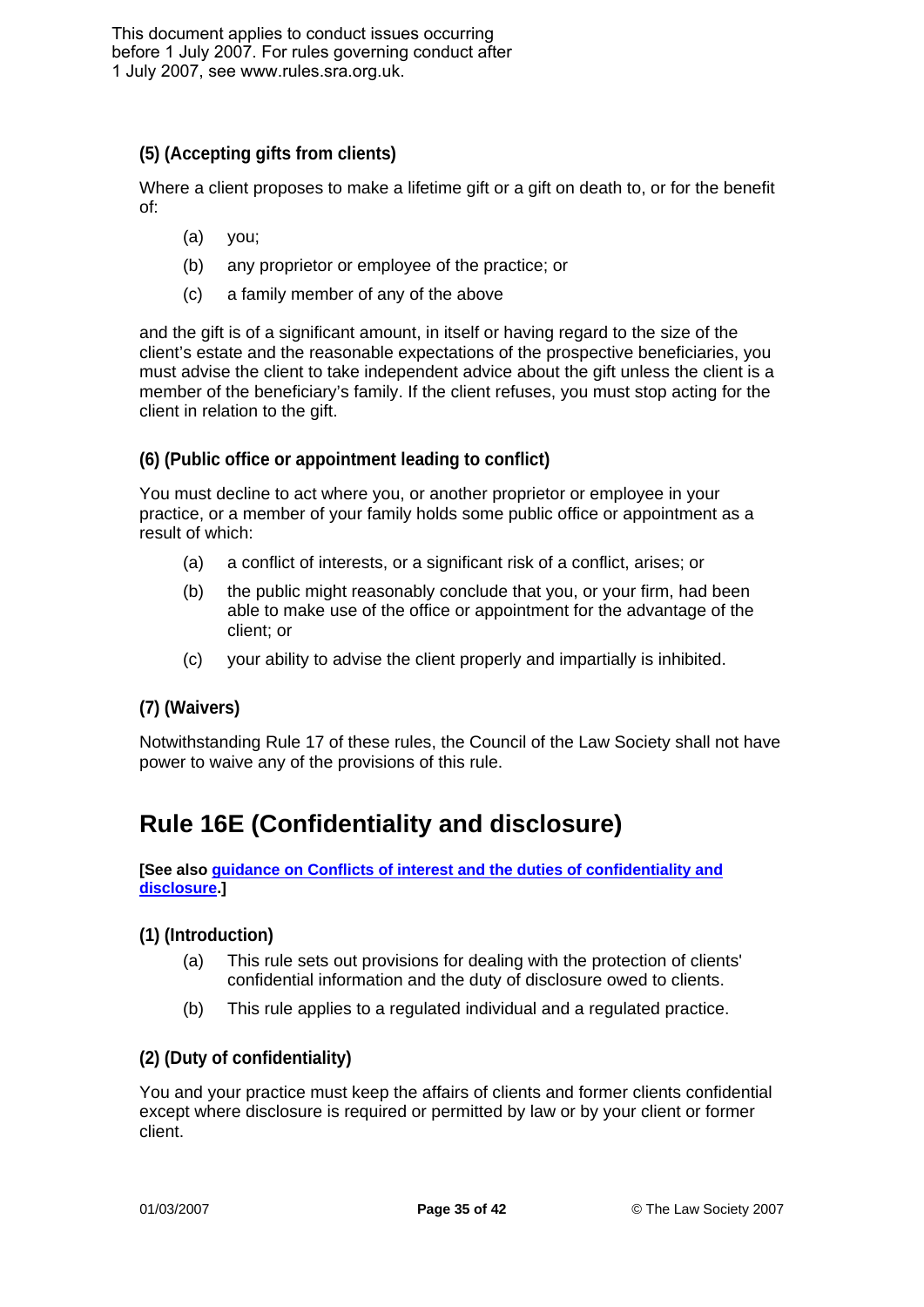This document applies to conduct issues occurring before 1 July 2007. For rules governing conduct after 1 July 2007, see www.rules.sra.org.uk.

### (5) (Accepting gifts from clients)

Where a client proposes to make a lifetime gift or a gift on death to, or for the benefit of:

- (a) you;
- (b) any proprietor or employee of the practice; or
- (c) a family member of any of the above

and the gift is of a significant amount, in itself or having regard to the size of the client's estate and the reasonable expectations of the prospective beneficiaries, you must advise the client to take independent advice about the gift unless the client is a member of the beneficiary's family. If the client refuses, you must stop acting for the client in relation to the gift.

### (6) (Public office or appointment leading to conflict)

You must decline to act where you, or another proprietor or employee in your practice, or a member of your family holds some public office or appointment as a result of which:

- (a) a conflict of interests, or a significant risk of a conflict, arises; or
- (b) the public might reasonably conclude that you, or your firm, had been able to make use of the office or appointment for the advantage of the client; or
- (c) your ability to advise the client properly and impartially is inhibited.

### (7) (Waivers)

Notwithstanding Rule 17 of these rules, the Council of the Law Society shall not have power to waive any of the provisions of this rule.

## Rule 16E (Confidentiality and disclosure)

**[See also guidance on Conflicts of interest and the duties of confidentiality and disclosure.]**

### (1) (Introduction)

- (a) This rule sets out provisions for dealing with the protection of clients' confidential information and the duty of disclosure owed to clients.
- (b) This rule applies to a regulated individual and a regulated practice.

### (2) (Duty of confidentiality)

You and your practice must keep the affairs of clients and former clients confidential except where disclosure is required or permitted by law or by your client or former client.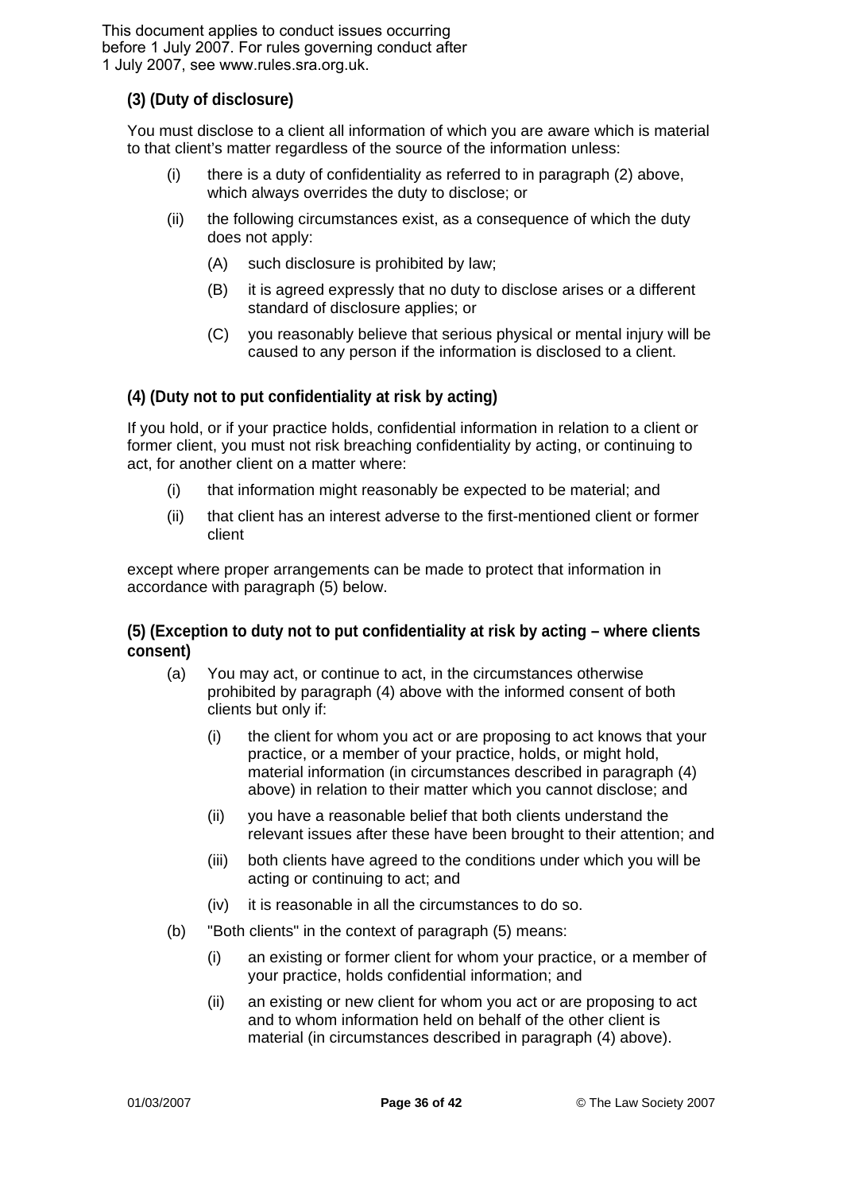This document applies to conduct issues occurring before 1 July 2007. For rules governing conduct after 1 July 2007, see www.rules.sra.org.uk.

### (3) (Duty of disclosure)

You must disclose to a client all information of which you are aware which is material to that client's matter regardless of the source of the information unless:

- (i) there is a duty of confidentiality as referred to in paragraph (2) above, which always overrides the duty to disclose; or
- (ii) the following circumstances exist, as a consequence of which the duty does not apply:
  - (A) such disclosure is prohibited by law;
  - (B) it is agreed expressly that no duty to disclose arises or a different standard of disclosure applies; or
  - (C) you reasonably believe that serious physical or mental injury will be caused to any person if the information is disclosed to a client.

### (4) (Duty not to put confidentiality at risk by acting)

If you hold, or if your practice holds, confidential information in relation to a client or former client, you must not risk breaching confidentiality by acting, or continuing to act, for another client on a matter where:

- (i) that information might reasonably be expected to be material; and
- (ii) that client has an interest adverse to the first-mentioned client or former client

except where proper arrangements can be made to protect that information in accordance with paragraph (5) below.

### (5) (Exception to duty not to put confidentiality at risk by acting – where clients consent)

- (a) You may act, or continue to act, in the circumstances otherwise prohibited by paragraph (4) above with the informed consent of both clients but only if:
  - (i) the client for whom you act or are proposing to act knows that your practice, or a member of your practice, holds, or might hold, material information (in circumstances described in paragraph (4) above) in relation to their matter which you cannot disclose; and
  - (ii) you have a reasonable belief that both clients understand the relevant issues after these have been brought to their attention; and
  - (iii) both clients have agreed to the conditions under which you will be acting or continuing to act; and
  - (iv) it is reasonable in all the circumstances to do so.
- (b) "Both clients" in the context of paragraph (5) means:
  - (i) an existing or former client for whom your practice, or a member of your practice, holds confidential information; and
  - (ii) an existing or new client for whom you act or are proposing to act and to whom information held on behalf of the other client is material (in circumstances described in paragraph (4) above).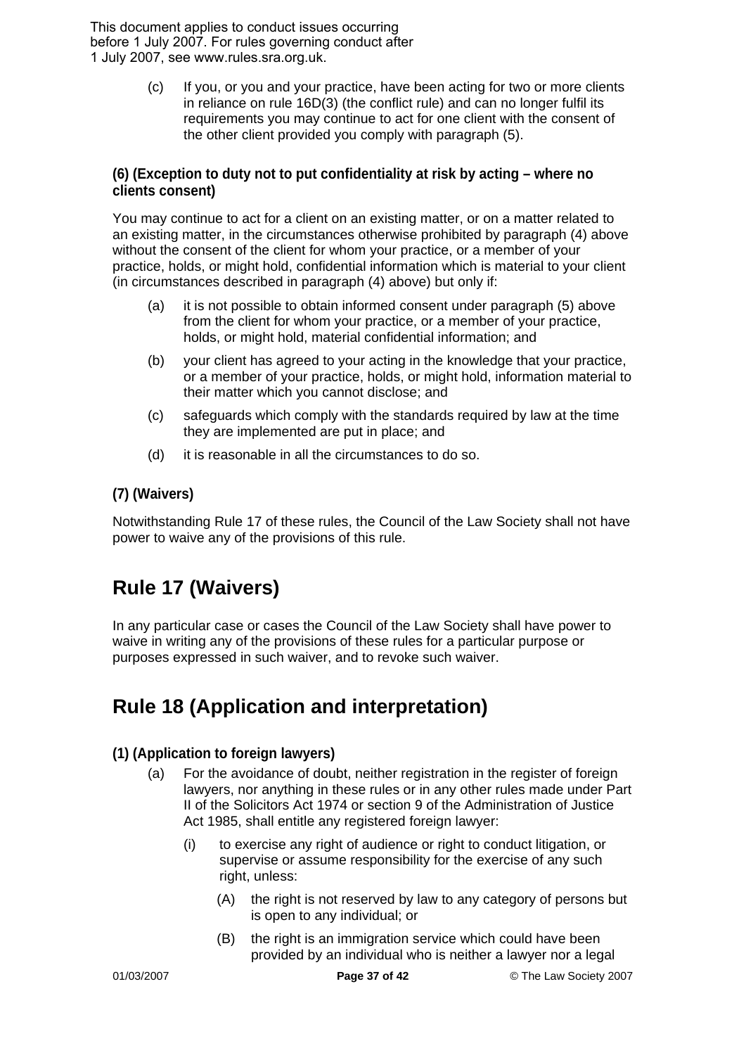This document applies to conduct issues occurring before 1 July 2007. For rules governing conduct after 1 July 2007, see www.rules.sra.org.uk.

(c) If you, or you and your practice, have been acting for two or more clients in reliance on rule 16D(3) (the conflict rule) and can no longer fulfil its requirements you may continue to act for one client with the consent of the other client provided you comply with paragraph (5).

**(6) (Exception to duty not to put confidentiality at risk by acting – where no clients consent)**

You may continue to act for a client on an existing matter, or on a matter related to an existing matter, in the circumstances otherwise prohibited by paragraph (4) above without the consent of the client for whom your practice, or a member of your practice, holds, or might hold, confidential information which is material to your client (in circumstances described in paragraph (4) above) but only if:

(a) it is not possible to obtain informed consent under paragraph (5) above from the client for whom your practice, or a member of your practice, holds, or might hold, material confidential information; and

(b) your client has agreed to your acting in the knowledge that your practice, or a member of your practice, holds, or might hold, information material to their matter which you cannot disclose; and

(c) safeguards which comply with the standards required by law at the time they are implemented are put in place; and

(d) it is reasonable in all the circumstances to do so.

**(7) (Waivers)**

Notwithstanding Rule 17 of these rules, the Council of the Law Society shall not have power to waive any of the provisions of this rule.

## Rule 17 (Waivers)

In any particular case or cases the Council of the Law Society shall have power to waive in writing any of the provisions of these rules for a particular purpose or purposes expressed in such waiver, and to revoke such waiver.

## Rule 18 (Application and interpretation)

**(1) (Application to foreign lawyers)**

(a) For the avoidance of doubt, neither registration in the register of foreign lawyers, nor anything in these rules or in any other rules made under Part II of the Solicitors Act 1974 or section 9 of the Administration of Justice Act 1985, shall entitle any registered foreign lawyer:

(i) to exercise any right of audience or right to conduct litigation, or supervise or assume responsibility for the exercise of any such right, unless:

(A) the right is not reserved by law to any category of persons but is open to any individual; or

(B) the right is an immigration service which could have been provided by an individual who is neither a lawyer nor a legal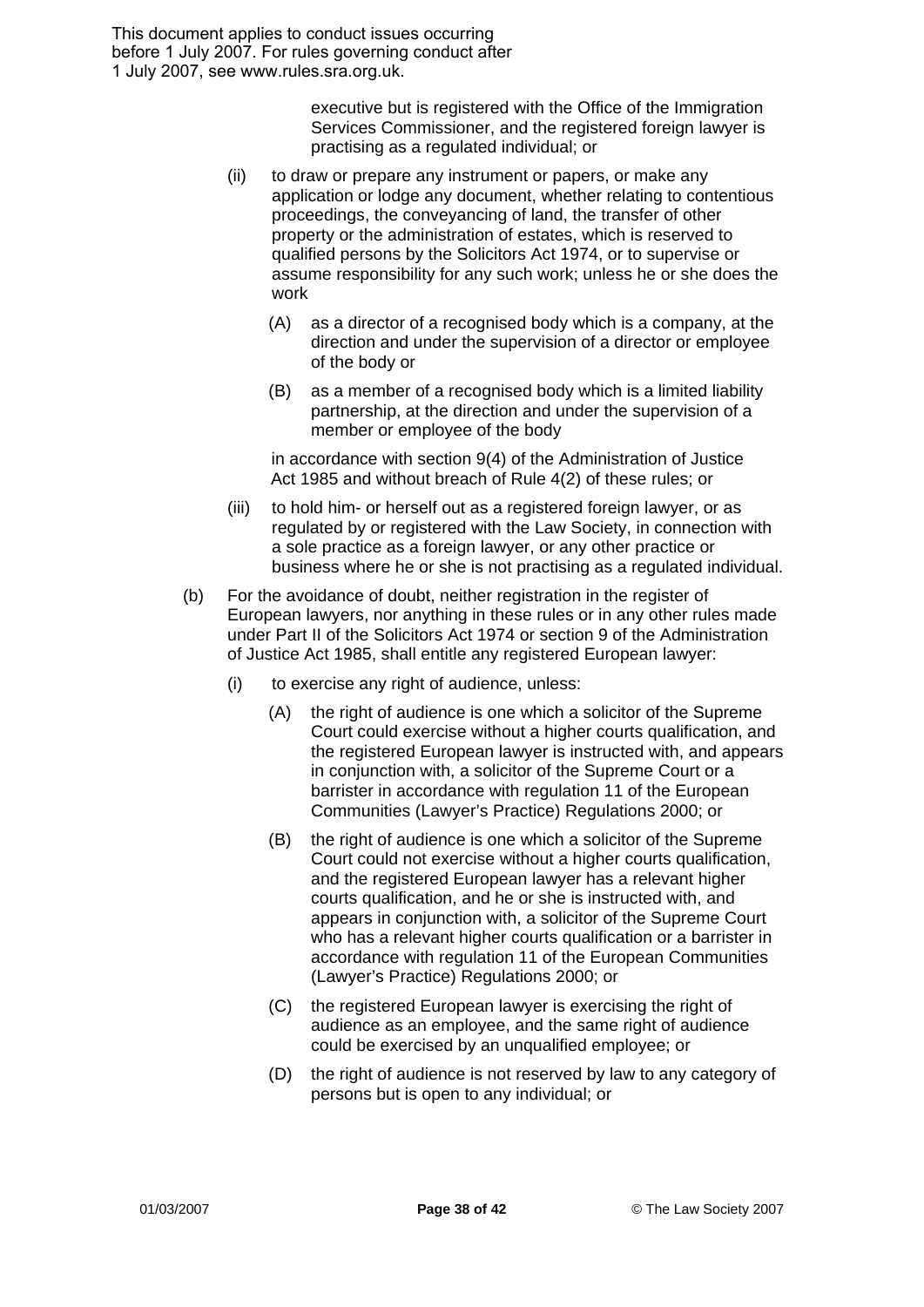This document applies to conduct issues occurring before 1 July 2007. For rules governing conduct after 1 July 2007, see www.rules.sra.org.uk.

executive but is registered with the Office of the Immigration Services Commissioner, and the registered foreign lawyer is practising as a regulated individual; or

(ii) to draw or prepare any instrument or papers, or make any application or lodge any document, whether relating to contentious proceedings, the conveyancing of land, the transfer of other property or the administration of estates, which is reserved to qualified persons by the Solicitors Act 1974, or to supervise or assume responsibility for any such work; unless he or she does the work

(A) as a director of a recognised body which is a company, at the direction and under the supervision of a director or employee of the body or

(B) as a member of a recognised body which is a limited liability partnership, at the direction and under the supervision of a member or employee of the body

in accordance with section 9(4) of the Administration of Justice Act 1985 and without breach of Rule 4(2) of these rules; or

(iii) to hold him- or herself out as a registered foreign lawyer, or as regulated by or registered with the Law Society, in connection with a sole practice as a foreign lawyer, or any other practice or business where he or she is not practising as a regulated individual.

(b) For the avoidance of doubt, neither registration in the register of European lawyers, nor anything in these rules or in any other rules made under Part II of the Solicitors Act 1974 or section 9 of the Administration of Justice Act 1985, shall entitle any registered European lawyer:

(i) to exercise any right of audience, unless:

(A) the right of audience is one which a solicitor of the Supreme Court could exercise without a higher courts qualification, and the registered European lawyer is instructed with, and appears in conjunction with, a solicitor of the Supreme Court or a barrister in accordance with regulation 11 of the European Communities (Lawyer's Practice) Regulations 2000; or

(B) the right of audience is one which a solicitor of the Supreme Court could not exercise without a higher courts qualification, and the registered European lawyer has a relevant higher courts qualification, and he or she is instructed with, and appears in conjunction with, a solicitor of the Supreme Court who has a relevant higher courts qualification or a barrister in accordance with regulation 11 of the European Communities (Lawyer's Practice) Regulations 2000; or

(C) the registered European lawyer is exercising the right of audience as an employee, and the same right of audience could be exercised by an unqualified employee; or

(D) the right of audience is not reserved by law to any category of persons but is open to any individual; or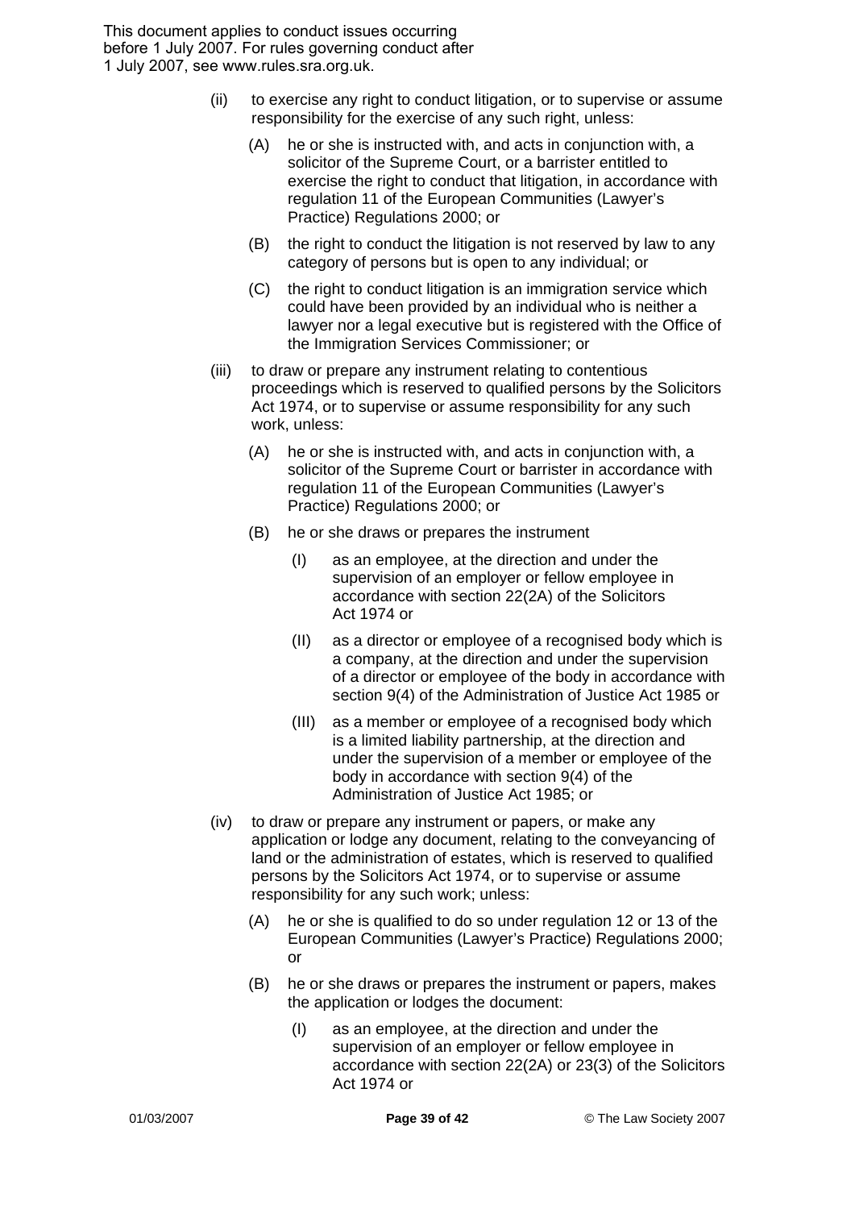(ii) to exercise any right to conduct litigation, or to supervise or assume responsibility for the exercise of any such right, unless:

 (A) he or she is instructed with, and acts in conjunction with, a solicitor of the Supreme Court, or a barrister entitled to exercise the right to conduct that litigation, in accordance with regulation 11 of the European Communities (Lawyer's Practice) Regulations 2000; or

 (B) the right to conduct the litigation is not reserved by law to any category of persons but is open to any individual; or

 (C) the right to conduct litigation is an immigration service which could have been provided by an individual who is neither a lawyer nor a legal executive but is registered with the Office of the Immigration Services Commissioner; or

(iii) to draw or prepare any instrument relating to contentious proceedings which is reserved to qualified persons by the Solicitors Act 1974, or to supervise or assume responsibility for any such work, unless:

 (A) he or she is instructed with, and acts in conjunction with, a solicitor of the Supreme Court or barrister in accordance with regulation 11 of the European Communities (Lawyer's Practice) Regulations 2000; or

 (B) he or she draws or prepares the instrument

  (I) as an employee, at the direction and under the supervision of an employer or fellow employee in accordance with section 22(2A) of the Solicitors Act 1974 or

  (II) as a director or employee of a recognised body which is a company, at the direction and under the supervision of a director or employee of the body in accordance with section 9(4) of the Administration of Justice Act 1985 or

  (III) as a member or employee of a recognised body which is a limited liability partnership, at the direction and under the supervision of a member or employee of the body in accordance with section 9(4) of the Administration of Justice Act 1985; or

(iv) to draw or prepare any instrument or papers, or make any application or lodge any document, relating to the conveyancing of land or the administration of estates, which is reserved to qualified persons by the Solicitors Act 1974, or to supervise or assume responsibility for any such work; unless:

 (A) he or she is qualified to do so under regulation 12 or 13 of the European Communities (Lawyer's Practice) Regulations 2000; or

 (B) he or she draws or prepares the instrument or papers, makes the application or lodges the document:

  (I) as an employee, at the direction and under the supervision of an employer or fellow employee in accordance with section 22(2A) or 23(3) of the Solicitors Act 1974 or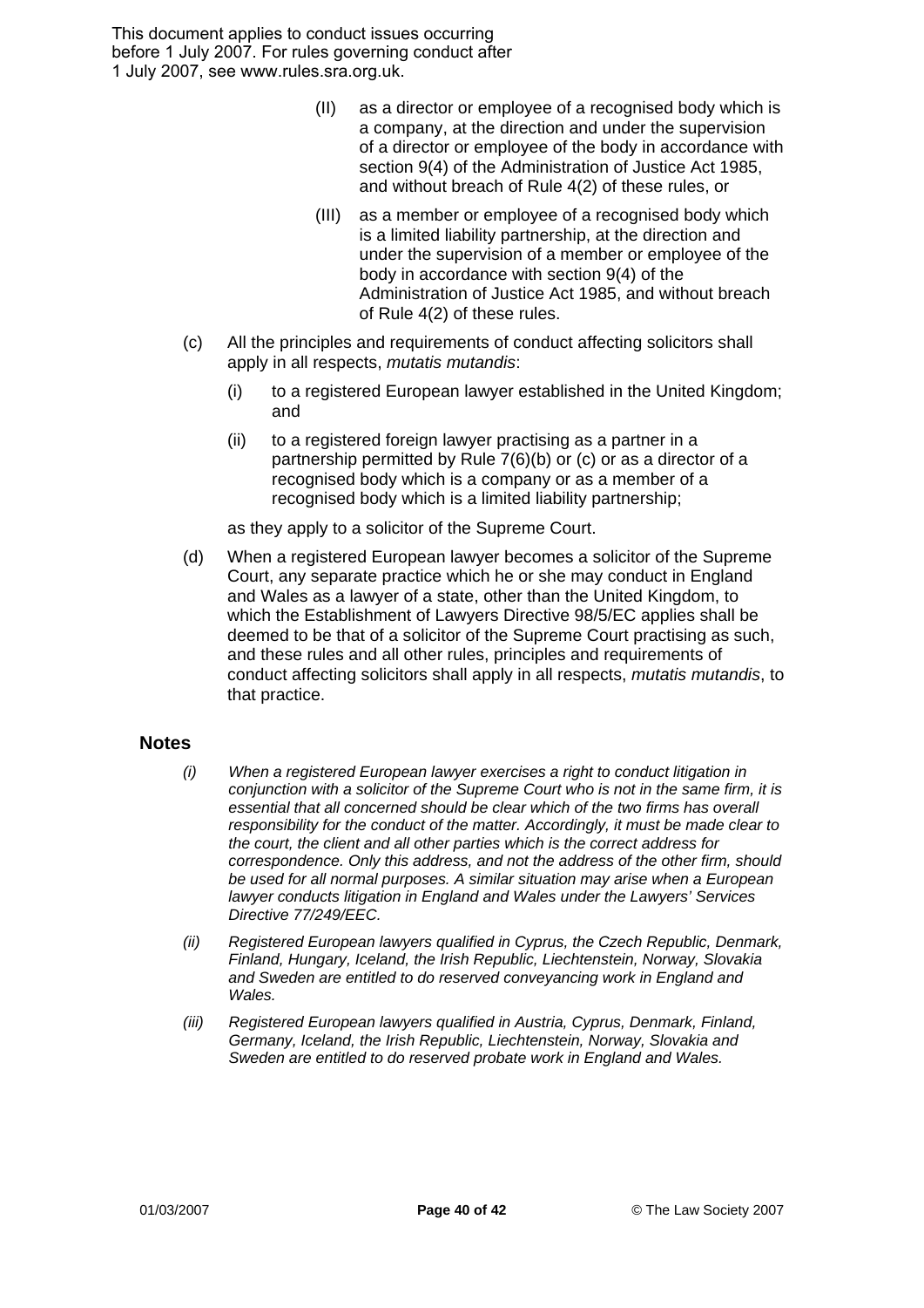This document applies to conduct issues occurring before 1 July 2007. For rules governing conduct after 1 July 2007, see www.rules.sra.org.uk.

> (II) as a director or employee of a recognised body which is a company, at the direction and under the supervision of a director or employee of the body in accordance with section 9(4) of the Administration of Justice Act 1985, and without breach of Rule 4(2) of these rules, or
>
> (III) as a member or employee of a recognised body which is a limited liability partnership, at the direction and under the supervision of a member or employee of the body in accordance with section 9(4) of the Administration of Justice Act 1985, and without breach of Rule 4(2) of these rules.

(c) All the principles and requirements of conduct affecting solicitors shall apply in all respects, *mutatis mutandis*:

- (i) to a registered European lawyer established in the United Kingdom; and
- (ii) to a registered foreign lawyer practising as a partner in a partnership permitted by Rule 7(6)(b) or (c) or as a director of a recognised body which is a company or as a member of a recognised body which is a limited liability partnership;

as they apply to a solicitor of the Supreme Court.

(d) When a registered European lawyer becomes a solicitor of the Supreme Court, any separate practice which he or she may conduct in England and Wales as a lawyer of a state, other than the United Kingdom, to which the Establishment of Lawyers Directive 98/5/EC applies shall be deemed to be that of a solicitor of the Supreme Court practising as such, and these rules and all other rules, principles and requirements of conduct affecting solicitors shall apply in all respects, *mutatis mutandis*, to that practice.

## Notes

*(i) When a registered European lawyer exercises a right to conduct litigation in conjunction with a solicitor of the Supreme Court who is not in the same firm, it is essential that all concerned should be clear which of the two firms has overall responsibility for the conduct of the matter. Accordingly, it must be made clear to the court, the client and all other parties which is the correct address for correspondence. Only this address, and not the address of the other firm, should be used for all normal purposes. A similar situation may arise when a European lawyer conducts litigation in England and Wales under the Lawyers' Services Directive 77/249/EEC.*

*(ii) Registered European lawyers qualified in Cyprus, the Czech Republic, Denmark, Finland, Hungary, Iceland, the Irish Republic, Liechtenstein, Norway, Slovakia and Sweden are entitled to do reserved conveyancing work in England and Wales.*

*(iii) Registered European lawyers qualified in Austria, Cyprus, Denmark, Finland, Germany, Iceland, the Irish Republic, Liechtenstein, Norway, Slovakia and Sweden are entitled to do reserved probate work in England and Wales.*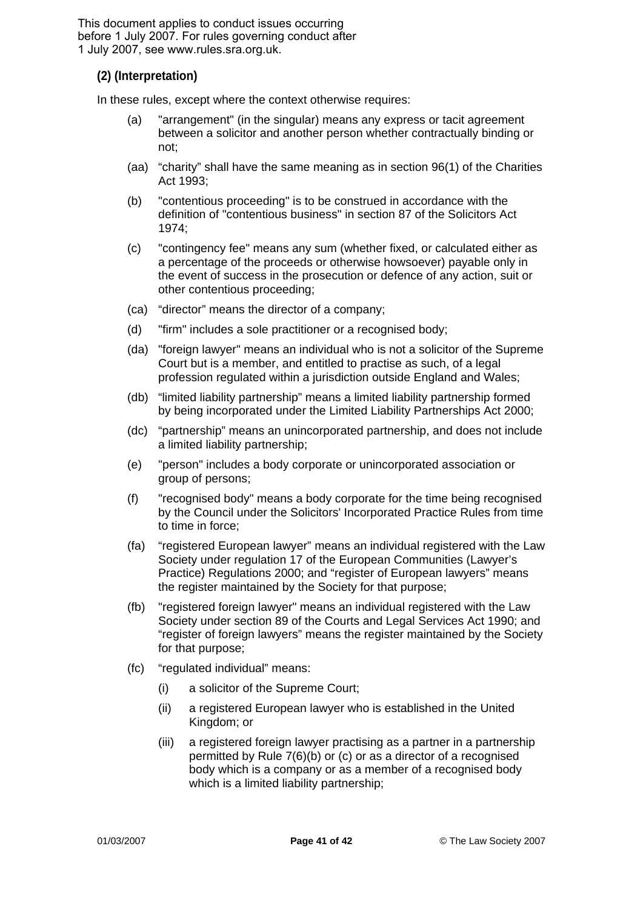This document applies to conduct issues occurring before 1 July 2007. For rules governing conduct after 1 July 2007, see www.rules.sra.org.uk.

### (2) (Interpretation)

In these rules, except where the context otherwise requires:

(a) "arrangement" (in the singular) means any express or tacit agreement between a solicitor and another person whether contractually binding or not;

(aa) "charity" shall have the same meaning as in section 96(1) of the Charities Act 1993;

(b) "contentious proceeding" is to be construed in accordance with the definition of "contentious business" in section 87 of the Solicitors Act 1974;

(c) "contingency fee" means any sum (whether fixed, or calculated either as a percentage of the proceeds or otherwise howsoever) payable only in the event of success in the prosecution or defence of any action, suit or other contentious proceeding;

(ca) "director" means the director of a company;

(d) "firm" includes a sole practitioner or a recognised body;

(da) "foreign lawyer" means an individual who is not a solicitor of the Supreme Court but is a member, and entitled to practise as such, of a legal profession regulated within a jurisdiction outside England and Wales;

(db) "limited liability partnership" means a limited liability partnership formed by being incorporated under the Limited Liability Partnerships Act 2000;

(dc) "partnership" means an unincorporated partnership, and does not include a limited liability partnership;

(e) "person" includes a body corporate or unincorporated association or group of persons;

(f) "recognised body" means a body corporate for the time being recognised by the Council under the Solicitors' Incorporated Practice Rules from time to time in force;

(fa) "registered European lawyer" means an individual registered with the Law Society under regulation 17 of the European Communities (Lawyer's Practice) Regulations 2000; and "register of European lawyers" means the register maintained by the Society for that purpose;

(fb) "registered foreign lawyer" means an individual registered with the Law Society under section 89 of the Courts and Legal Services Act 1990; and "register of foreign lawyers" means the register maintained by the Society for that purpose;

(fc) "regulated individual" means:

   (i) a solicitor of the Supreme Court;

   (ii) a registered European lawyer who is established in the United Kingdom; or

   (iii) a registered foreign lawyer practising as a partner in a partnership permitted by Rule 7(6)(b) or (c) or as a director of a recognised body which is a company or as a member of a recognised body which is a limited liability partnership;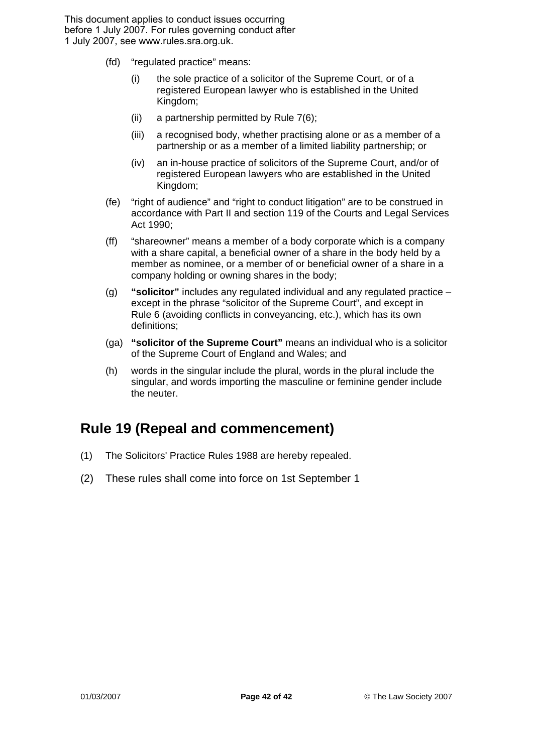This document applies to conduct issues occurring before 1 July 2007. For rules governing conduct after 1 July 2007, see www.rules.sra.org.uk.

(fd) "regulated practice" means:

(i) the sole practice of a solicitor of the Supreme Court, or of a registered European lawyer who is established in the United Kingdom;

(ii) a partnership permitted by Rule 7(6);

(iii) a recognised body, whether practising alone or as a member of a partnership or as a member of a limited liability partnership; or

(iv) an in-house practice of solicitors of the Supreme Court, and/or of registered European lawyers who are established in the United Kingdom;

(fe) "right of audience" and "right to conduct litigation" are to be construed in accordance with Part II and section 119 of the Courts and Legal Services Act 1990;

(ff) "shareowner" means a member of a body corporate which is a company with a share capital, a beneficial owner of a share in the body held by a member as nominee, or a member of or beneficial owner of a share in a company holding or owning shares in the body;

(g) **"solicitor"** includes any regulated individual and any regulated practice – except in the phrase "solicitor of the Supreme Court", and except in Rule 6 (avoiding conflicts in conveyancing, etc.), which has its own definitions;

(ga) **"solicitor of the Supreme Court"** means an individual who is a solicitor of the Supreme Court of England and Wales; and

(h) words in the singular include the plural, words in the plural include the singular, and words importing the masculine or feminine gender include the neuter.

## Rule 19 (Repeal and commencement)

(1) The Solicitors' Practice Rules 1988 are hereby repealed.

(2) These rules shall come into force on 1st September 1